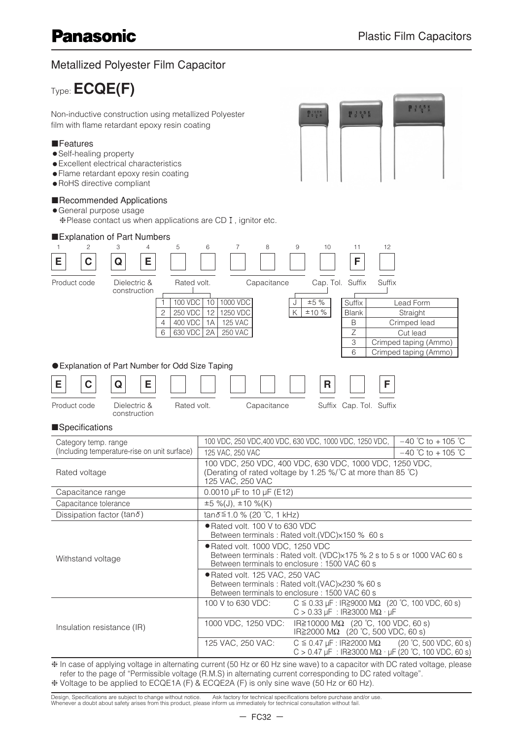Panasonic

Plastic Film Capacitors

## Metallized Polyester Film Capacitor

# Type: ECQE(F)

Non-inductive construction using metallized Polyester film with flame retardant epoxy resin coating

### ■Features

- Self-healing property
- Excellent electrical characteristics
- Flame retardant epoxy resin coating
- RoHS directive compliant

### ■Recommended Applications

- General purpose usage
  ❈Please contact us when applications are CD Ⅰ, ignitor etc.

### ■Explanation of Part Numbers

| 1 | 2 | 3 | 4 | 5 | 6 | 7 | 8 | 9 | 10 | 11 | 12 |
|---|---|---|---|---|---|---|---|---|---|---|---|
| E | C | Q | E | | | | | | | F | |
| Product code | | Dielectric & construction | | Rated volt. | | Capacitance | | | Cap. Tol. | Suffix | Suffix |

Rated volt.

| Code | Rated volt. | Code | Rated volt. |
|---|---|---|---|
| 1 | 100 VDC | 10 | 1000 VDC |
| 2 | 250 VDC | 12 | 1250 VDC |
| 4 | 400 VDC | 1A | 125 VAC |
| 6 | 630 VDC | 2A | 250 VAC |

Cap. Tol.

| Code | Tolerance |
|---|---|
| J | ±5 % |
| K | ±10 % |

| Suffix | Lead Form |
|---|---|
| Blank | Straight |
| B | Crimped lead |
| Z | Cut lead |
| 3 | Crimped taping (Ammo) |
| 6 | Crimped taping (Ammo) |

#### ●Explanation of Part Number for Odd Size Taping

| E | C | Q | E | | | | | | R | | F |
|---|---|---|---|---|---|---|---|---|---|---|---|
| Product code | | Dielectric & construction | | Rated volt. | | Capacitance | | | Suffix | Cap. Tol. | Suffix |

### ■Specifications

| Item | Specification | |
|---|---|---|
| Category temp. range (Including temperature-rise on unit surface) | 100 VDC, 250 VDC,400 VDC, 630 VDC, 1000 VDC, 1250 VDC, | –40 ℃ to +105 ℃ |
| | 125 VAC, 250 VAC | –40 ℃ to +105 ℃ |
| Rated voltage | 100 VDC, 250 VDC, 400 VDC, 630 VDC, 1000 VDC, 1250 VDC, (Derating of rated voltage by 1.25 %/℃ at more than 85 ℃) 125 VAC, 250 VAC | |
| Capacitance range | 0.0010 μF to 10 μF (E12) | |
| Capacitance tolerance | ±5 %(J), ±10 %(K) | |
| Dissipation factor (tan$\delta$) | tan$\delta$≦1.0 % (20 ℃, 1 kHz) | |
| Withstand voltage | ●Rated volt. 100 V to 630 VDC<br>Between terminals : Rated volt.(VDC)×150 % 60 s | |
| | ●Rated volt. 1000 VDC, 1250 VDC<br>Between terminals : Rated volt. (VDC)×175 % 2 s to 5 s or 1000 VAC 60 s<br>Between terminals to enclosure : 1500 VAC 60 s | |
| | ●Rated volt. 125 VAC, 250 VAC<br>Between terminals : Rated volt.(VAC)×230 % 60 s<br>Between terminals to enclosure : 1500 VAC 60 s | |
| Insulation resistance (IR) | 100 V to 630 VDC: | C ≦ 0.33 μF : IR≧9000 MΩ (20 ℃, 100 VDC, 60 s)<br>C > 0.33 μF : IR≧3000 MΩ · μF |
| | 1000 VDC, 1250 VDC: | IR≧10000 MΩ (20 ℃, 100 VDC, 60 s)<br>IR≧2000 MΩ (20 ℃, 500 VDC, 60 s) |
| | 125 VAC, 250 VAC: | C ≦ 0.47 μF : IR≧2000 MΩ (20 ℃, 500 VDC, 60 s)<br>C > 0.47 μF : IR≧3000 MΩ · μF (20 ℃, 100 VDC, 60 s) |

❈ In case of applying voltage in alternating current (50 Hz or 60 Hz sine wave) to a capacitor with DC rated voltage, please refer to the page of "Permissible voltage (R.M.S) in alternating current corresponding to DC rated voltage".
❈ Voltage to be applied to ECQE1A (F) & ECQE2A (F) is only sine wave (50 Hz or 60 Hz).

Design, Specifications are subject to change without notice. Ask factory for technical specifications before purchase and/or use.
Whenever a doubt about safety arises from this product, please inform us immediately for technical consultation without fail.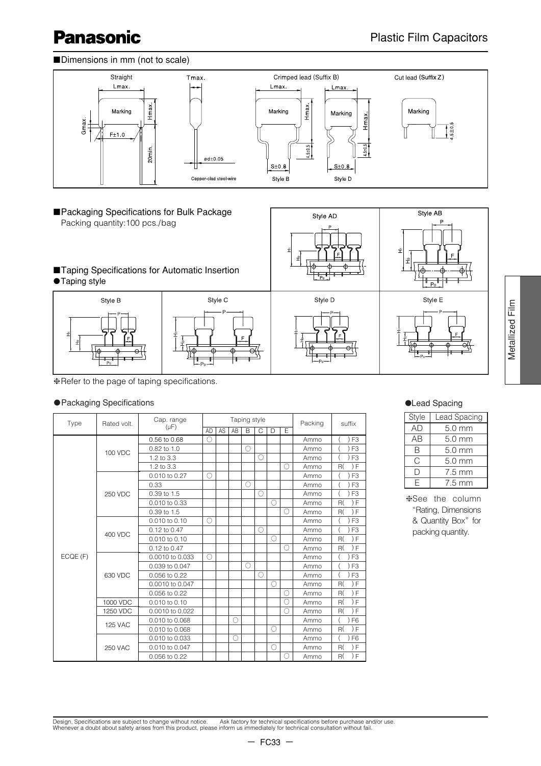■Dimensions in mm (not to scale)

Straight / Crimped lead (Suffix B) / Cut lead (Suffix Z)

Style B / Style D

Copper-clad steel-wire

■Packaging Specifications for Bulk Package

Packing quantity:100 pcs./bag

■Taping Specifications for Automatic Insertion

●Taping style

Style AD / Style AB / Style B / Style C / Style D / Style E

❇Refer to the page of taping specifications.

●Packaging Specifications

| Type | Rated volt. | Cap. range (μF) | Taping style AD | AS | AB | B | C | D | E | Packing | suffix |
|---|---|---|---|---|---|---|---|---|---|---|---|
| ECQE (F) | 100 VDC | 0.56 to 0.68 | ○ | | | | | | | Ammo | ( ) F3 |
| | | 0.82 to 1.0 | | | | ○ | | | | Ammo | ( ) F3 |
| | | 1.2 to 3.3 | | | | | ○ | | | Ammo | ( ) F3 |
| | | 1.2 to 3.3 | | | | | | | ○ | Ammo | R( ) F |
| | 250 VDC | 0.010 to 0.27 | ○ | | | | | | | Ammo | ( ) F3 |
| | | 0.33 | | | | ○ | | | | Ammo | ( ) F3 |
| | | 0.39 to 1.5 | | | | | ○ | | | Ammo | ( ) F3 |
| | | 0.010 to 0.33 | | | | | | ○ | | Ammo | R( ) F |
| | | 0.39 to 1.5 | | | | | | | ○ | Ammo | R( ) F |
| | 400 VDC | 0.010 to 0.10 | ○ | | | | | | | Ammo | ( ) F3 |
| | | 0.12 to 0.47 | | | | | ○ | | | Ammo | ( ) F3 |
| | | 0.010 to 0.10 | | | | | | ○ | | Ammo | R( ) F |
| | | 0.12 to 0.47 | | | | | | | ○ | Ammo | R( ) F |
| | 630 VDC | 0.0010 to 0.033 | ○ | | | | | | | Ammo | ( ) F3 |
| | | 0.039 to 0.047 | | | | ○ | | | | Ammo | ( ) F3 |
| | | 0.056 to 0.22 | | | | | ○ | | | Ammo | ( ) F3 |
| | | 0.0010 to 0.047 | | | | | | ○ | | Ammo | R( ) F |
| | | 0.056 to 0.22 | | | | | | | ○ | Ammo | R( ) F |
| | 1000 VDC | 0.010 to 0.10 | | | | | | | ○ | Ammo | R( ) F |
| | 1250 VDC | 0.0010 to 0.022 | | | | | | | ○ | Ammo | R( ) F |
| | 125 VAC | 0.010 to 0.068 | | | ○ | | | | | Ammo | ( ) F6 |
| | | 0.010 to 0.068 | | | | | | ○ | | Ammo | R( ) F |
| | 250 VAC | 0.010 to 0.033 | | | ○ | | | | | Ammo | ( ) F6 |
| | | 0.010 to 0.047 | | | | | | ○ | | Ammo | R( ) F |
| | | 0.056 to 0.22 | | | | | | | ○ | Ammo | R( ) F |

●Lead Spacing

| Style | Lead Spacing |
|---|---|
| AD | 5.0 mm |
| AB | 5.0 mm |
| B | 5.0 mm |
| C | 5.0 mm |
| D | 7.5 mm |
| E | 7.5 mm |

❇See the column "Rating, Dimensions & Quantity Box" for packing quantity.

Design, Specifications are subject to change without notice. Ask factory for technical specifications before purchase and/or use.
Whenever a doubt about safety arises from this product, please inform us immediately for technical consultation without fail.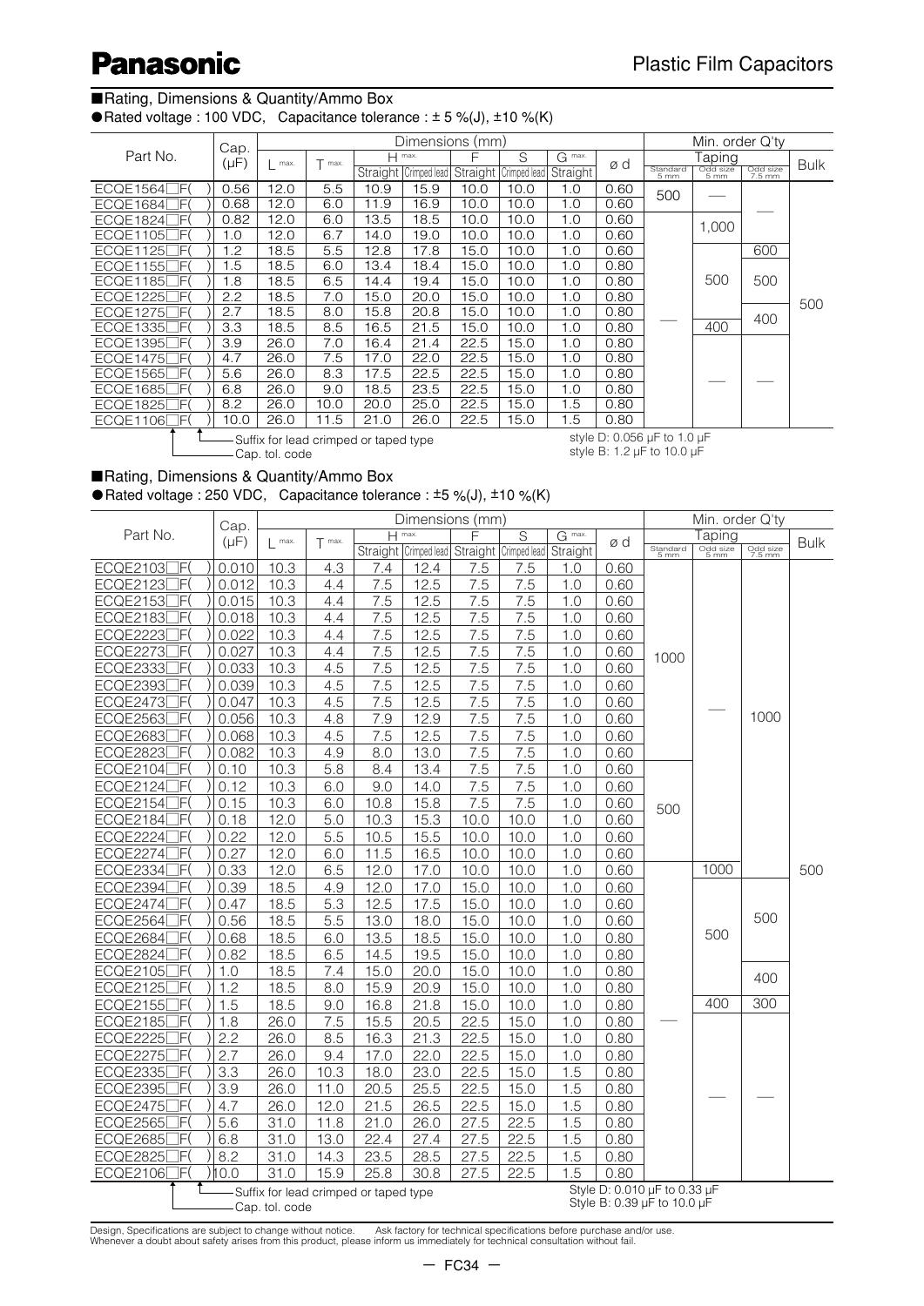**Panasonic** Plastic Film Capacitors

■Rating, Dimensions & Quantity/Ammo Box

●Rated voltage : 100 VDC, Capacitance tolerance : ± 5 %(J), ±10 %(K)

| Part No. | Cap. (μF) | L max. | T max. | H max. Straight | H max. Crimped lead | F Straight | S Crimped lead | G max. Straight | ø d | Taping Standard 5 mm | Taping Odd size 5 mm | Taping Odd size 7.5 mm | Bulk |
|---|---|---|---|---|---|---|---|---|---|---|---|---|---|
| ECQE1564□F( ) | 0.56 | 12.0 | 5.5 | 10.9 | 15.9 | 10.0 | 10.0 | 1.0 | 0.60 | 500 | — | — | 500 |
| ECQE1684□F( ) | 0.68 | 12.0 | 6.0 | 11.9 | 16.9 | 10.0 | 10.0 | 1.0 | 0.60 | 500 | — | — | 500 |
| ECQE1824□F( ) | 0.82 | 12.0 | 6.0 | 13.5 | 18.5 | 10.0 | 10.0 | 1.0 | 0.60 | — | 1,000 | — | 500 |
| ECQE1105□F( ) | 1.0 | 12.0 | 6.7 | 14.0 | 19.0 | 10.0 | 10.0 | 1.0 | 0.60 | — | 1,000 | — | 500 |
| ECQE1125□F( ) | 1.2 | 18.5 | 5.5 | 12.8 | 17.8 | 15.0 | 10.0 | 1.0 | 0.60 | — | 500 | 600 | 500 |
| ECQE1155□F( ) | 1.5 | 18.5 | 6.0 | 13.4 | 18.4 | 15.0 | 10.0 | 1.0 | 0.80 | — | 500 | 500 | 500 |
| ECQE1185□F( ) | 1.8 | 18.5 | 6.5 | 14.4 | 19.4 | 15.0 | 10.0 | 1.0 | 0.80 | — | 500 | 500 | 500 |
| ECQE1225□F( ) | 2.2 | 18.5 | 7.0 | 15.0 | 20.0 | 15.0 | 10.0 | 1.0 | 0.80 | — | 500 | 500 | 500 |
| ECQE1275□F( ) | 2.7 | 18.5 | 8.0 | 15.8 | 20.8 | 15.0 | 10.0 | 1.0 | 0.80 | — | 500 | 400 | 500 |
| ECQE1335□F( ) | 3.3 | 18.5 | 8.5 | 16.5 | 21.5 | 15.0 | 10.0 | 1.0 | 0.80 | — | 400 | 400 | 500 |
| ECQE1395□F( ) | 3.9 | 26.0 | 7.0 | 16.4 | 21.4 | 22.5 | 15.0 | 1.0 | 0.80 | — | — | — | 500 |
| ECQE1475□F( ) | 4.7 | 26.0 | 7.5 | 17.0 | 22.0 | 22.5 | 15.0 | 1.0 | 0.80 | — | — | — | 500 |
| ECQE1565□F( ) | 5.6 | 26.0 | 8.3 | 17.5 | 22.5 | 22.5 | 15.0 | 1.0 | 0.80 | — | — | — | 500 |
| ECQE1685□F( ) | 6.8 | 26.0 | 9.0 | 18.5 | 23.5 | 22.5 | 15.0 | 1.0 | 0.80 | — | — | — | 500 |
| ECQE1825□F( ) | 8.2 | 26.0 | 10.0 | 20.0 | 25.0 | 22.5 | 15.0 | 1.5 | 0.80 | — | — | — | 500 |
| ECQE1106□F( ) | 10.0 | 26.0 | 11.5 | 21.0 | 26.0 | 22.5 | 15.0 | 1.5 | 0.80 | — | — | — | 500 |

Suffix for lead crimped or taped type
Cap. tol. code

style D: 0.056 μF to 1.0 μF
style B: 1.2 μF to 10.0 μF

■Rating, Dimensions & Quantity/Ammo Box

●Rated voltage : 250 VDC, Capacitance tolerance : ±5 %(J), ±10 %(K)

| Part No. | Cap. (μF) | L max. | T max. | H max. Straight | H max. Crimped lead | F Straight | S Crimped lead | G max. Straight | ø d | Taping Standard 5 mm | Taping Odd size 5 mm | Taping Odd size 7.5 mm | Bulk |
|---|---|---|---|---|---|---|---|---|---|---|---|---|---|
| ECQE2103□F( ) | 0.010 | 10.3 | 4.3 | 7.4 | 12.4 | 7.5 | 7.5 | 1.0 | 0.60 | 1000 | — | 1000 | 500 |
| ECQE2123□F( ) | 0.012 | 10.3 | 4.4 | 7.5 | 12.5 | 7.5 | 7.5 | 1.0 | 0.60 | 1000 | — | 1000 | 500 |
| ECQE2153□F( ) | 0.015 | 10.3 | 4.4 | 7.5 | 12.5 | 7.5 | 7.5 | 1.0 | 0.60 | 1000 | — | 1000 | 500 |
| ECQE2183□F( ) | 0.018 | 10.3 | 4.4 | 7.5 | 12.5 | 7.5 | 7.5 | 1.0 | 0.60 | 1000 | — | 1000 | 500 |
| ECQE2223□F( ) | 0.022 | 10.3 | 4.4 | 7.5 | 12.5 | 7.5 | 7.5 | 1.0 | 0.60 | 1000 | — | 1000 | 500 |
| ECQE2273□F( ) | 0.027 | 10.3 | 4.4 | 7.5 | 12.5 | 7.5 | 7.5 | 1.0 | 0.60 | 1000 | — | 1000 | 500 |
| ECQE2333□F( ) | 0.033 | 10.3 | 4.5 | 7.5 | 12.5 | 7.5 | 7.5 | 1.0 | 0.60 | 1000 | — | 1000 | 500 |
| ECQE2393□F( ) | 0.039 | 10.3 | 4.5 | 7.5 | 12.5 | 7.5 | 7.5 | 1.0 | 0.60 | 1000 | — | 1000 | 500 |
| ECQE2473□F( ) | 0.047 | 10.3 | 4.5 | 7.5 | 12.5 | 7.5 | 7.5 | 1.0 | 0.60 | 1000 | — | 1000 | 500 |
| ECQE2563□F( ) | 0.056 | 10.3 | 4.8 | 7.9 | 12.9 | 7.5 | 7.5 | 1.0 | 0.60 | 1000 | — | 1000 | 500 |
| ECQE2683□F( ) | 0.068 | 10.3 | 4.5 | 7.5 | 12.5 | 7.5 | 7.5 | 1.0 | 0.60 | 1000 | — | 1000 | 500 |
| ECQE2823□F( ) | 0.082 | 10.3 | 4.9 | 8.0 | 13.0 | 7.5 | 7.5 | 1.0 | 0.60 | 1000 | — | 1000 | 500 |
| ECQE2104□F( ) | 0.10 | 10.3 | 5.8 | 8.4 | 13.4 | 7.5 | 7.5 | 1.0 | 0.60 | 500 | — | 1000 | 500 |
| ECQE2124□F( ) | 0.12 | 10.3 | 6.0 | 9.0 | 14.0 | 7.5 | 7.5 | 1.0 | 0.60 | 500 | — | 1000 | 500 |
| ECQE2154□F( ) | 0.15 | 10.3 | 6.0 | 10.8 | 15.8 | 7.5 | 7.5 | 1.0 | 0.60 | 500 | — | 1000 | 500 |
| ECQE2184□F( ) | 0.18 | 12.0 | 5.0 | 10.3 | 15.3 | 10.0 | 10.0 | 1.0 | 0.60 | 500 | — | 1000 | 500 |
| ECQE2224□F( ) | 0.22 | 12.0 | 5.5 | 10.5 | 15.5 | 10.0 | 10.0 | 1.0 | 0.60 | 500 | — | 1000 | 500 |
| ECQE2274□F( ) | 0.27 | 12.0 | 6.0 | 11.5 | 16.5 | 10.0 | 10.0 | 1.0 | 0.60 | 500 | — | 1000 | 500 |
| ECQE2334□F( ) | 0.33 | 12.0 | 6.5 | 12.0 | 17.0 | 10.0 | 10.0 | 1.0 | 0.60 | — | 1000 | 1000 | 500 |
| ECQE2394□F( ) | 0.39 | 18.5 | 4.9 | 12.0 | 17.0 | 15.0 | 10.0 | 1.0 | 0.60 | — | 500 | 500 | 500 |
| ECQE2474□F( ) | 0.47 | 18.5 | 5.3 | 12.5 | 17.5 | 15.0 | 10.0 | 1.0 | 0.60 | — | 500 | 500 | 500 |
| ECQE2564□F( ) | 0.56 | 18.5 | 5.5 | 13.0 | 18.0 | 15.0 | 10.0 | 1.0 | 0.60 | — | 500 | 500 | 500 |
| ECQE2684□F( ) | 0.68 | 18.5 | 6.0 | 13.5 | 18.5 | 15.0 | 10.0 | 1.0 | 0.80 | — | 500 | 500 | 500 |
| ECQE2824□F( ) | 0.82 | 18.5 | 6.5 | 14.5 | 19.5 | 15.0 | 10.0 | 1.0 | 0.80 | — | 500 | 500 | 500 |
| ECQE2105□F( ) | 1.0 | 18.5 | 7.4 | 15.0 | 20.0 | 15.0 | 10.0 | 1.0 | 0.80 | — | 500 | 400 | 500 |
| ECQE2125□F( ) | 1.2 | 18.5 | 8.0 | 15.9 | 20.9 | 15.0 | 10.0 | 1.0 | 0.80 | — | 500 | 400 | 500 |
| ECQE2155□F( ) | 1.5 | 18.5 | 9.0 | 16.8 | 21.8 | 15.0 | 10.0 | 1.0 | 0.80 | — | 400 | 300 | 500 |
| ECQE2185□F( ) | 1.8 | 26.0 | 7.5 | 15.5 | 20.5 | 22.5 | 15.0 | 1.0 | 0.80 | — | — | — | 500 |
| ECQE2225□F( ) | 2.2 | 26.0 | 8.5 | 16.3 | 21.3 | 22.5 | 15.0 | 1.0 | 0.80 | — | — | — | 500 |
| ECQE2275□F( ) | 2.7 | 26.0 | 9.4 | 17.0 | 22.0 | 22.5 | 15.0 | 1.0 | 0.80 | — | — | — | 500 |
| ECQE2335□F( ) | 3.3 | 26.0 | 10.3 | 18.0 | 23.0 | 22.5 | 15.0 | 1.5 | 0.80 | — | — | — | 500 |
| ECQE2395□F( ) | 3.9 | 26.0 | 11.0 | 20.5 | 25.5 | 22.5 | 15.0 | 1.5 | 0.80 | — | — | — | 500 |
| ECQE2475□F( ) | 4.7 | 26.0 | 12.0 | 21.5 | 26.5 | 22.5 | 15.0 | 1.5 | 0.80 | — | — | — | 500 |
| ECQE2565□F( ) | 5.6 | 31.0 | 11.8 | 21.0 | 26.0 | 27.5 | 22.5 | 1.5 | 0.80 | — | — | — | 500 |
| ECQE2685□F( ) | 6.8 | 31.0 | 13.0 | 22.4 | 27.4 | 27.5 | 22.5 | 1.5 | 0.80 | — | — | — | 500 |
| ECQE2825□F( ) | 8.2 | 31.0 | 14.3 | 23.5 | 28.5 | 27.5 | 22.5 | 1.5 | 0.80 | — | — | — | 500 |
| ECQE2106□F( ) | 10.0 | 31.0 | 15.9 | 25.8 | 30.8 | 27.5 | 22.5 | 1.5 | 0.80 | — | — | — | 500 |

Suffix for lead crimped or taped type
Cap. tol. code

Style D: 0.010 μF to 0.33 μF
Style B: 0.39 μF to 10.0 μF

Design, Specifications are subject to change without notice. Ask factory for technical specifications before purchase and/or use.
Whenever a doubt about safety arises from this product, please inform us immediately for technical consultation without fail.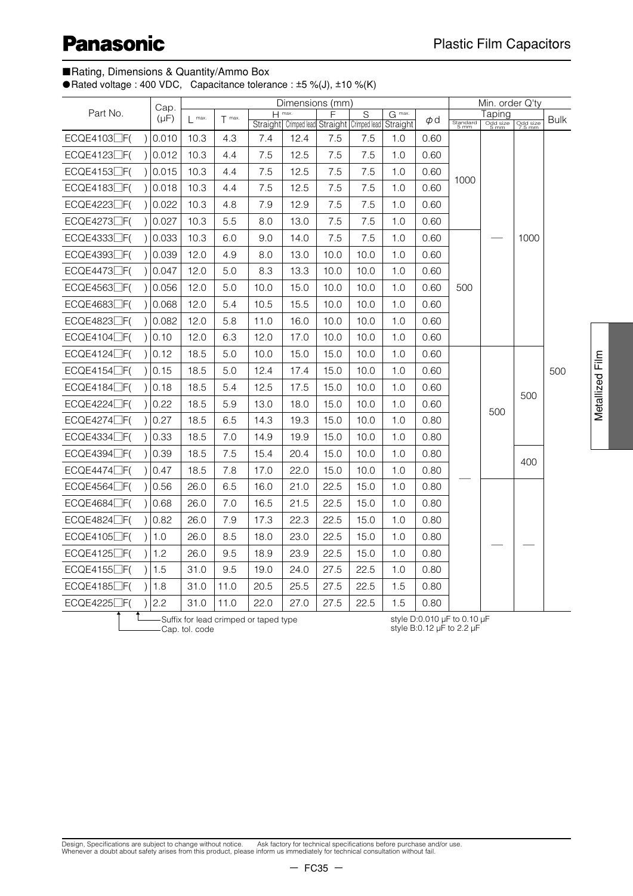■Rating, Dimensions & Quantity/Ammo Box

●Rated voltage : 400 VDC,  Capacitance tolerance : ±5 %(J), ±10 %(K)

| Part No. | Cap. (μF) | Dimensions (mm) | | | | | | | | Min. order Q'ty | | | |
|---|---|---|---|---|---|---|---|---|---|---|---|---|---|
| | | L max. | T max. | H max. | | F | S | G max. | φd | Taping | | | Bulk |
| | | | | Straight | Crimped lead | Straight | Crimped lead | Straight | | Standard 5 mm | Odd size 5 mm | Odd size 7.5 mm | |
| ECQE4103□F( ) | 0.010 | 10.3 | 4.3 | 7.4 | 12.4 | 7.5 | 7.5 | 1.0 | 0.60 | 1000 | — | 1000 | 500 |
| ECQE4123□F( ) | 0.012 | 10.3 | 4.4 | 7.5 | 12.5 | 7.5 | 7.5 | 1.0 | 0.60 | 1000 | — | 1000 | 500 |
| ECQE4153□F( ) | 0.015 | 10.3 | 4.4 | 7.5 | 12.5 | 7.5 | 7.5 | 1.0 | 0.60 | 1000 | — | 1000 | 500 |
| ECQE4183□F( ) | 0.018 | 10.3 | 4.4 | 7.5 | 12.5 | 7.5 | 7.5 | 1.0 | 0.60 | 1000 | — | 1000 | 500 |
| ECQE4223□F( ) | 0.022 | 10.3 | 4.8 | 7.9 | 12.9 | 7.5 | 7.5 | 1.0 | 0.60 | 1000 | — | 1000 | 500 |
| ECQE4273□F( ) | 0.027 | 10.3 | 5.5 | 8.0 | 13.0 | 7.5 | 7.5 | 1.0 | 0.60 | 1000 | — | 1000 | 500 |
| ECQE4333□F( ) | 0.033 | 10.3 | 6.0 | 9.0 | 14.0 | 7.5 | 7.5 | 1.0 | 0.60 | 500 | — | 1000 | 500 |
| ECQE4393□F( ) | 0.039 | 12.0 | 4.9 | 8.0 | 13.0 | 10.0 | 10.0 | 1.0 | 0.60 | 500 | — | 1000 | 500 |
| ECQE4473□F( ) | 0.047 | 12.0 | 5.0 | 8.3 | 13.3 | 10.0 | 10.0 | 1.0 | 0.60 | 500 | — | 1000 | 500 |
| ECQE4563□F( ) | 0.056 | 12.0 | 5.0 | 10.0 | 15.0 | 10.0 | 10.0 | 1.0 | 0.60 | 500 | — | 1000 | 500 |
| ECQE4683□F( ) | 0.068 | 12.0 | 5.4 | 10.5 | 15.5 | 10.0 | 10.0 | 1.0 | 0.60 | 500 | — | 1000 | 500 |
| ECQE4823□F( ) | 0.082 | 12.0 | 5.8 | 11.0 | 16.0 | 10.0 | 10.0 | 1.0 | 0.60 | 500 | — | 1000 | 500 |
| ECQE4104□F( ) | 0.10 | 12.0 | 6.3 | 12.0 | 17.0 | 10.0 | 10.0 | 1.0 | 0.60 | 500 | — | 1000 | 500 |
| ECQE4124□F( ) | 0.12 | 18.5 | 5.0 | 10.0 | 15.0 | 15.0 | 10.0 | 1.0 | 0.60 | — | 500 | 500 | 500 |
| ECQE4154□F( ) | 0.15 | 18.5 | 5.0 | 12.4 | 17.4 | 15.0 | 10.0 | 1.0 | 0.60 | — | 500 | 500 | 500 |
| ECQE4184□F( ) | 0.18 | 18.5 | 5.4 | 12.5 | 17.5 | 15.0 | 10.0 | 1.0 | 0.60 | — | 500 | 500 | 500 |
| ECQE4224□F( ) | 0.22 | 18.5 | 5.9 | 13.0 | 18.0 | 15.0 | 10.0 | 1.0 | 0.60 | — | 500 | 500 | 500 |
| ECQE4274□F( ) | 0.27 | 18.5 | 6.5 | 14.3 | 19.3 | 15.0 | 10.0 | 1.0 | 0.80 | — | 500 | 500 | 500 |
| ECQE4334□F( ) | 0.33 | 18.5 | 7.0 | 14.9 | 19.9 | 15.0 | 10.0 | 1.0 | 0.80 | — | 500 | 500 | 500 |
| ECQE4394□F( ) | 0.39 | 18.5 | 7.5 | 15.4 | 20.4 | 15.0 | 10.0 | 1.0 | 0.80 | — | 500 | 400 | 500 |
| ECQE4474□F( ) | 0.47 | 18.5 | 7.8 | 17.0 | 22.0 | 15.0 | 10.0 | 1.0 | 0.80 | — | 500 | 400 | 500 |
| ECQE4564□F( ) | 0.56 | 26.0 | 6.5 | 16.0 | 21.0 | 22.5 | 15.0 | 1.0 | 0.80 | — | — | — | 500 |
| ECQE4684□F( ) | 0.68 | 26.0 | 7.0 | 16.5 | 21.5 | 22.5 | 15.0 | 1.0 | 0.80 | — | — | — | 500 |
| ECQE4824□F( ) | 0.82 | 26.0 | 7.9 | 17.3 | 22.3 | 22.5 | 15.0 | 1.0 | 0.80 | — | — | — | 500 |
| ECQE4105□F( ) | 1.0 | 26.0 | 8.5 | 18.0 | 23.0 | 22.5 | 15.0 | 1.0 | 0.80 | — | — | — | 500 |
| ECQE4125□F( ) | 1.2 | 26.0 | 9.5 | 18.9 | 23.9 | 22.5 | 15.0 | 1.0 | 0.80 | — | — | — | 500 |
| ECQE4155□F( ) | 1.5 | 31.0 | 9.5 | 19.0 | 24.0 | 27.5 | 22.5 | 1.0 | 0.80 | — | — | — | 500 |
| ECQE4185□F( ) | 1.8 | 31.0 | 11.0 | 20.5 | 25.5 | 27.5 | 22.5 | 1.5 | 0.80 | — | — | — | 500 |
| ECQE4225□F( ) | 2.2 | 31.0 | 11.0 | 22.0 | 27.0 | 27.5 | 22.5 | 1.5 | 0.80 | — | — | — | 500 |

□: Cap. tol. code
( ): Suffix for lead crimped or taped type

style D:0.010 μF to 0.10 μF
style B:0.12 μF to 2.2 μF

Design, Specifications are subject to change without notice. Ask factory for technical specifications before purchase and/or use.
Whenever a doubt about safety arises from this product, please inform us immediately for technical consultation without fail.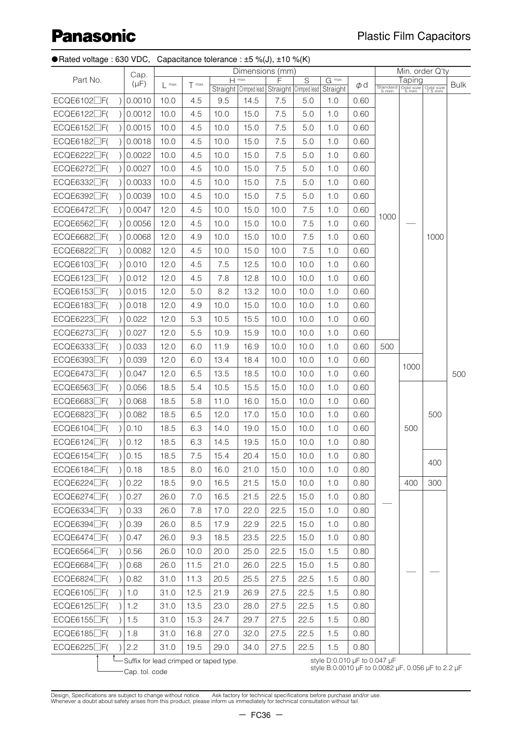●Rated voltage : 630 VDC, Capacitance tolerance : ±5 %(J), ±10 %(K)

| Part No. | Cap. (μF) | Dimensions (mm) | | | | | | | | Min. order Q'ty | | | |
|---|---|---|---|---|---|---|---|---|---|---|---|---|---|
| | | L max. | T max. | H max. | | F | S | G max. | φd | Taping | | | Bulk |
| | | | | Straight | Crimped lead | Straight | Crimped lead | Straight | | Standard 5 mm | Odd size 5 mm | Odd size 7.5 mm | |
| ECQE6102□F(  ) | 0.0010 | 10.0 | 4.5 | 9.5 | 14.5 | 7.5 | 5.0 | 1.0 | 0.60 | 1000 | — | 1000 | 500 |
| ECQE6122□F(  ) | 0.0012 | 10.0 | 4.5 | 10.0 | 15.0 | 7.5 | 5.0 | 1.0 | 0.60 | 1000 | — | 1000 | 500 |
| ECQE6152□F(  ) | 0.0015 | 10.0 | 4.5 | 10.0 | 15.0 | 7.5 | 5.0 | 1.0 | 0.60 | 1000 | — | 1000 | 500 |
| ECQE6182□F(  ) | 0.0018 | 10.0 | 4.5 | 10.0 | 15.0 | 7.5 | 5.0 | 1.0 | 0.60 | 1000 | — | 1000 | 500 |
| ECQE6222□F(  ) | 0.0022 | 10.0 | 4.5 | 10.0 | 15.0 | 7.5 | 5.0 | 1.0 | 0.60 | 1000 | — | 1000 | 500 |
| ECQE6272□F(  ) | 0.0027 | 10.0 | 4.5 | 10.0 | 15.0 | 7.5 | 5.0 | 1.0 | 0.60 | 1000 | — | 1000 | 500 |
| ECQE6332□F(  ) | 0.0033 | 10.0 | 4.5 | 10.0 | 15.0 | 7.5 | 5.0 | 1.0 | 0.60 | 1000 | — | 1000 | 500 |
| ECQE6392□F(  ) | 0.0039 | 10.0 | 4.5 | 10.0 | 15.0 | 7.5 | 5.0 | 1.0 | 0.60 | 1000 | — | 1000 | 500 |
| ECQE6472□F(  ) | 0.0047 | 12.0 | 4.5 | 10.0 | 15.0 | 10.0 | 7.5 | 1.0 | 0.60 | 1000 | — | 1000 | 500 |
| ECQE6562□F(  ) | 0.0056 | 12.0 | 4.5 | 10.0 | 15.0 | 10.0 | 7.5 | 1.0 | 0.60 | 1000 | — | 1000 | 500 |
| ECQE6682□F(  ) | 0.0068 | 12.0 | 4.9 | 10.0 | 15.0 | 10.0 | 7.5 | 1.0 | 0.60 | 1000 | — | 1000 | 500 |
| ECQE6822□F(  ) | 0.0082 | 12.0 | 4.5 | 10.0 | 15.0 | 10.0 | 7.5 | 1.0 | 0.60 | 1000 | — | 1000 | 500 |
| ECQE6103□F(  ) | 0.010 | 12.0 | 4.5 | 7.5 | 12.5 | 10.0 | 10.0 | 1.0 | 0.60 | 1000 | — | 1000 | 500 |
| ECQE6123□F(  ) | 0.012 | 12.0 | 4.5 | 7.8 | 12.8 | 10.0 | 10.0 | 1.0 | 0.60 | 1000 | — | 1000 | 500 |
| ECQE6153□F(  ) | 0.015 | 12.0 | 5.0 | 8.2 | 13.2 | 10.0 | 10.0 | 1.0 | 0.60 | 1000 | — | 1000 | 500 |
| ECQE6183□F(  ) | 0.018 | 12.0 | 4.9 | 10.0 | 15.0 | 10.0 | 10.0 | 1.0 | 0.60 | 1000 | — | 1000 | 500 |
| ECQE6223□F(  ) | 0.022 | 12.0 | 5.3 | 10.5 | 15.5 | 10.0 | 10.0 | 1.0 | 0.60 | 1000 | — | 1000 | 500 |
| ECQE6273□F(  ) | 0.027 | 12.0 | 5.5 | 10.9 | 15.9 | 10.0 | 10.0 | 1.0 | 0.60 | 1000 | — | 1000 | 500 |
| ECQE6333□F(  ) | 0.033 | 12.0 | 6.0 | 11.9 | 16.9 | 10.0 | 10.0 | 1.0 | 0.60 | 500 | — | 1000 | 500 |
| ECQE6393□F(  ) | 0.039 | 12.0 | 6.0 | 13.4 | 18.4 | 10.0 | 10.0 | 1.0 | 0.60 | — | 1000 | 1000 | 500 |
| ECQE6473□F(  ) | 0.047 | 12.0 | 6.5 | 13.5 | 18.5 | 10.0 | 10.0 | 1.0 | 0.60 | — | 1000 | 1000 | 500 |
| ECQE6563□F(  ) | 0.056 | 18.5 | 5.4 | 10.5 | 15.5 | 15.0 | 10.0 | 1.0 | 0.60 | — | 500 | 500 | 500 |
| ECQE6683□F(  ) | 0.068 | 18.5 | 5.8 | 11.0 | 16.0 | 15.0 | 10.0 | 1.0 | 0.60 | — | 500 | 500 | 500 |
| ECQE6823□F(  ) | 0.082 | 18.5 | 6.5 | 12.0 | 17.0 | 15.0 | 10.0 | 1.0 | 0.60 | — | 500 | 500 | 500 |
| ECQE6104□F(  ) | 0.10 | 18.5 | 6.3 | 14.0 | 19.0 | 15.0 | 10.0 | 1.0 | 0.60 | — | 500 | 500 | 500 |
| ECQE6124□F(  ) | 0.12 | 18.5 | 6.3 | 14.5 | 19.5 | 15.0 | 10.0 | 1.0 | 0.80 | — | 500 | 500 | 500 |
| ECQE6154□F(  ) | 0.15 | 18.5 | 7.5 | 15.4 | 20.4 | 15.0 | 10.0 | 1.0 | 0.80 | — | 500 | 400 | 500 |
| ECQE6184□F(  ) | 0.18 | 18.5 | 8.0 | 16.0 | 21.0 | 15.0 | 10.0 | 1.0 | 0.80 | — | 500 | 400 | 500 |
| ECQE6224□F(  ) | 0.22 | 18.5 | 9.0 | 16.5 | 21.5 | 15.0 | 10.0 | 1.0 | 0.80 | — | 400 | 300 | 500 |
| ECQE6274□F(  ) | 0.27 | 26.0 | 7.0 | 16.5 | 21.5 | 22.5 | 15.0 | 1.0 | 0.80 | — | — | — | 500 |
| ECQE6334□F(  ) | 0.33 | 26.0 | 7.8 | 17.0 | 22.0 | 22.5 | 15.0 | 1.0 | 0.80 | — | — | — | 500 |
| ECQE6394□F(  ) | 0.39 | 26.0 | 8.5 | 17.9 | 22.9 | 22.5 | 15.0 | 1.0 | 0.80 | — | — | — | 500 |
| ECQE6474□F(  ) | 0.47 | 26.0 | 9.3 | 18.5 | 23.5 | 22.5 | 15.0 | 1.0 | 0.80 | — | — | — | 500 |
| ECQE6564□F(  ) | 0.56 | 26.0 | 10.0 | 20.0 | 25.0 | 22.5 | 15.0 | 1.5 | 0.80 | — | — | — | 500 |
| ECQE6684□F(  ) | 0.68 | 26.0 | 11.5 | 21.0 | 26.0 | 22.5 | 15.0 | 1.5 | 0.80 | — | — | — | 500 |
| ECQE6824□F(  ) | 0.82 | 31.0 | 11.3 | 20.5 | 25.5 | 27.5 | 22.5 | 1.5 | 0.80 | — | — | — | 500 |
| ECQE6105□F(  ) | 1.0 | 31.0 | 12.5 | 21.9 | 26.9 | 27.5 | 22.5 | 1.5 | 0.80 | — | — | — | 500 |
| ECQE6125□F(  ) | 1.2 | 31.0 | 13.5 | 23.0 | 28.0 | 27.5 | 22.5 | 1.5 | 0.80 | — | — | — | 500 |
| ECQE6155□F(  ) | 1.5 | 31.0 | 15.3 | 24.7 | 29.7 | 27.5 | 22.5 | 1.5 | 0.80 | — | — | — | 500 |
| ECQE6185□F(  ) | 1.8 | 31.0 | 16.8 | 27.0 | 32.0 | 27.5 | 22.5 | 1.5 | 0.80 | — | — | — | 500 |
| ECQE6225□F(  ) | 2.2 | 31.0 | 19.5 | 29.0 | 34.0 | 27.5 | 22.5 | 1.5 | 0.80 | — | — | — | 500 |

└ Suffix for lead crimped or taped type.
└ Cap. tol. code

style D:0.010 μF to 0.047 μF
style B:0.0010 μF to 0.0082 μF, 0.056 μF to 2.2 μF

Design, Specifications are subject to change without notice. Ask factory for technical specifications before purchase and/or use.
Whenever a doubt about safety arises from this product, please inform us immediately for technical consultation without fail.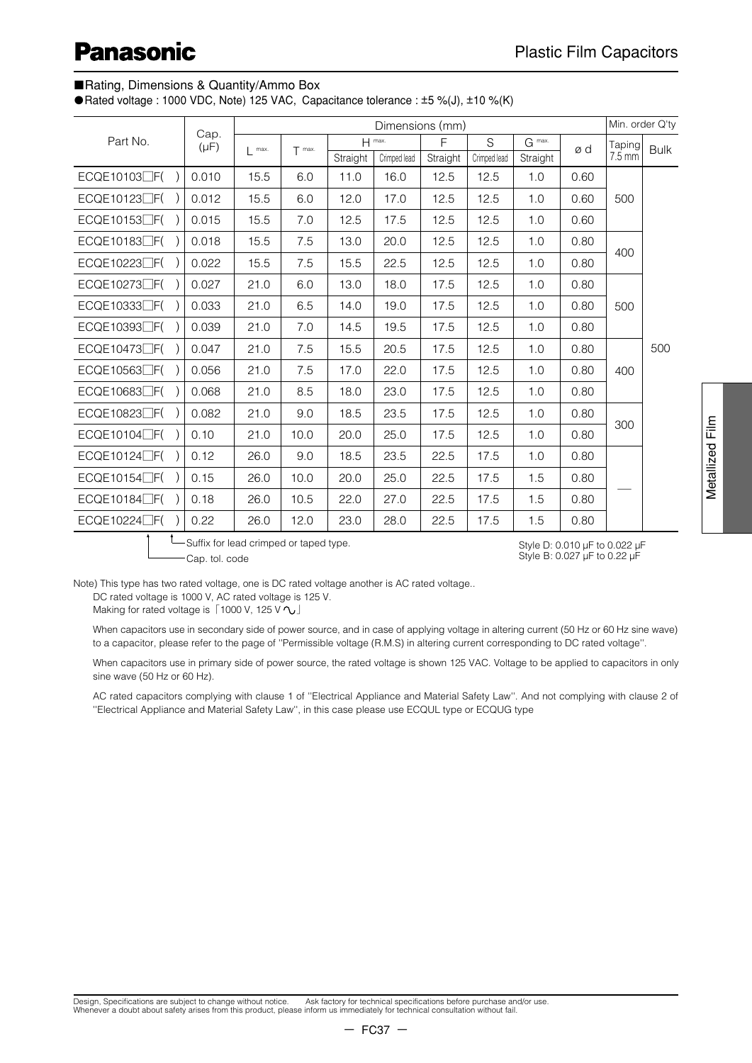■Rating, Dimensions & Quantity/Ammo Box

●Rated voltage : 1000 VDC, Note) 125 VAC, Capacitance tolerance : ±5 %(J), ±10 %(K)

| Part No. | Cap. (μF) | Dimensions (mm) | | | | | | | | Min. order Q'ty | |
|---|---|---|---|---|---|---|---|---|---|---|---|
| | | L max. | T max. | H max. | | F | S | G max. | ø d | Taping 7.5 mm | Bulk |
| | | | | Straight | Crimped lead | Straight | Crimped lead | Straight | | | |
| ECQE10103□F( ) | 0.010 | 15.5 | 6.0 | 11.0 | 16.0 | 12.5 | 12.5 | 1.0 | 0.60 | 500 | 500 |
| ECQE10123□F( ) | 0.012 | 15.5 | 6.0 | 12.0 | 17.0 | 12.5 | 12.5 | 1.0 | 0.60 | 500 | 500 |
| ECQE10153□F( ) | 0.015 | 15.5 | 7.0 | 12.5 | 17.5 | 12.5 | 12.5 | 1.0 | 0.60 | 500 | 500 |
| ECQE10183□F( ) | 0.018 | 15.5 | 7.5 | 13.0 | 20.0 | 12.5 | 12.5 | 1.0 | 0.80 | 400 | 500 |
| ECQE10223□F( ) | 0.022 | 15.5 | 7.5 | 15.5 | 22.5 | 12.5 | 12.5 | 1.0 | 0.80 | 400 | 500 |
| ECQE10273□F( ) | 0.027 | 21.0 | 6.0 | 13.0 | 18.0 | 17.5 | 12.5 | 1.0 | 0.80 | 500 | 500 |
| ECQE10333□F( ) | 0.033 | 21.0 | 6.5 | 14.0 | 19.0 | 17.5 | 12.5 | 1.0 | 0.80 | 500 | 500 |
| ECQE10393□F( ) | 0.039 | 21.0 | 7.0 | 14.5 | 19.5 | 17.5 | 12.5 | 1.0 | 0.80 | 500 | 500 |
| ECQE10473□F( ) | 0.047 | 21.0 | 7.5 | 15.5 | 20.5 | 17.5 | 12.5 | 1.0 | 0.80 | 400 | 500 |
| ECQE10563□F( ) | 0.056 | 21.0 | 7.5 | 17.0 | 22.0 | 17.5 | 12.5 | 1.0 | 0.80 | 400 | 500 |
| ECQE10683□F( ) | 0.068 | 21.0 | 8.5 | 18.0 | 23.0 | 17.5 | 12.5 | 1.0 | 0.80 | 400 | 500 |
| ECQE10823□F( ) | 0.082 | 21.0 | 9.0 | 18.5 | 23.5 | 17.5 | 12.5 | 1.0 | 0.80 | 300 | 500 |
| ECQE10104□F( ) | 0.10 | 21.0 | 10.0 | 20.0 | 25.0 | 17.5 | 12.5 | 1.0 | 0.80 | 300 | 500 |
| ECQE10124□F( ) | 0.12 | 26.0 | 9.0 | 18.5 | 23.5 | 22.5 | 17.5 | 1.0 | 0.80 | — | 500 |
| ECQE10154□F( ) | 0.15 | 26.0 | 10.0 | 20.0 | 25.0 | 22.5 | 17.5 | 1.5 | 0.80 | — | 500 |
| ECQE10184□F( ) | 0.18 | 26.0 | 10.5 | 22.0 | 27.0 | 22.5 | 17.5 | 1.5 | 0.80 | — | 500 |
| ECQE10224□F( ) | 0.22 | 26.0 | 12.0 | 23.0 | 28.0 | 22.5 | 17.5 | 1.5 | 0.80 | — | 500 |

Suffix for lead crimped or taped type.
Cap. tol. code

Style D: 0.010 μF to 0.022 μF
Style B: 0.027 μF to 0.22 μF

Note) This type has two rated voltage, one is DC rated voltage another is AC rated voltage..
DC rated voltage is 1000 V, AC rated voltage is 125 V.
Making for rated voltage is「1000 V, 125 V∿」

When capacitors use in secondary side of power source, and in case of applying voltage in altering current (50 Hz or 60 Hz sine wave) to a capacitor, please refer to the page of "Permissible voltage (R.M.S) in altering current corresponding to DC rated voltage".

When capacitors use in primary side of power source, the rated voltage is shown 125 VAC. Voltage to be applied to capacitors in only sine wave (50 Hz or 60 Hz).

AC rated capacitors complying with clause 1 of "Electrical Appliance and Material Safety Law". And not complying with clause 2 of "Electrical Appliance and Material Safety Law", in this case please use ECQUL type or ECQUG type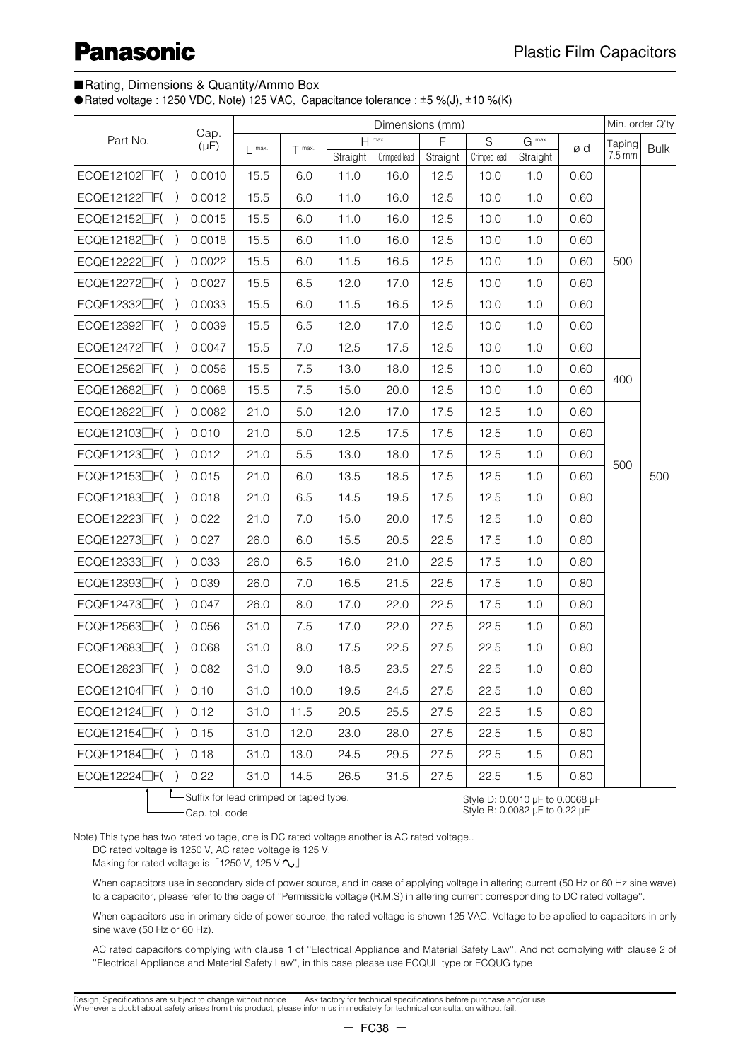# Panasonic

## Plastic Film Capacitors

■Rating, Dimensions & Quantity/Ammo Box

●Rated voltage : 1250 VDC, Note) 125 VAC, Capacitance tolerance : ±5 %(J), ±10 %(K)

| Part No. | Cap. (μF) | Dimensions (mm) | | | | | | | | Min. order Q'ty | |
|---|---|---|---|---|---|---|---|---|---|---|---|
| | | L max. | T max. | H max. | | F | S | G max. | ø d | Taping 7.5 mm | Bulk |
| | | | | Straight | Crimped lead | Straight | Crimped lead | Straight | | | |
| ECQE12102□F(　) | 0.0010 | 15.5 | 6.0 | 11.0 | 16.0 | 12.5 | 10.0 | 1.0 | 0.60 | 500 | 500 |
| ECQE12122□F(　) | 0.0012 | 15.5 | 6.0 | 11.0 | 16.0 | 12.5 | 10.0 | 1.0 | 0.60 | | |
| ECQE12152□F(　) | 0.0015 | 15.5 | 6.0 | 11.0 | 16.0 | 12.5 | 10.0 | 1.0 | 0.60 | | |
| ECQE12182□F(　) | 0.0018 | 15.5 | 6.0 | 11.0 | 16.0 | 12.5 | 10.0 | 1.0 | 0.60 | | |
| ECQE12222□F(　) | 0.0022 | 15.5 | 6.0 | 11.5 | 16.5 | 12.5 | 10.0 | 1.0 | 0.60 | | |
| ECQE12272□F(　) | 0.0027 | 15.5 | 6.5 | 12.0 | 17.0 | 12.5 | 10.0 | 1.0 | 0.60 | | |
| ECQE12332□F(　) | 0.0033 | 15.5 | 6.0 | 11.5 | 16.5 | 12.5 | 10.0 | 1.0 | 0.60 | | |
| ECQE12392□F(　) | 0.0039 | 15.5 | 6.5 | 12.0 | 17.0 | 12.5 | 10.0 | 1.0 | 0.60 | | |
| ECQE12472□F(　) | 0.0047 | 15.5 | 7.0 | 12.5 | 17.5 | 12.5 | 10.0 | 1.0 | 0.60 | | |
| ECQE12562□F(　) | 0.0056 | 15.5 | 7.5 | 13.0 | 18.0 | 12.5 | 10.0 | 1.0 | 0.60 | 400 | |
| ECQE12682□F(　) | 0.0068 | 15.5 | 7.5 | 15.0 | 20.0 | 12.5 | 10.0 | 1.0 | 0.60 | | |
| ECQE12822□F(　) | 0.0082 | 21.0 | 5.0 | 12.0 | 17.0 | 17.5 | 12.5 | 1.0 | 0.60 | 500 | |
| ECQE12103□F(　) | 0.010 | 21.0 | 5.0 | 12.5 | 17.5 | 17.5 | 12.5 | 1.0 | 0.60 | | |
| ECQE12123□F(　) | 0.012 | 21.0 | 5.5 | 13.0 | 18.0 | 17.5 | 12.5 | 1.0 | 0.60 | | |
| ECQE12153□F(　) | 0.015 | 21.0 | 6.0 | 13.5 | 18.5 | 17.5 | 12.5 | 1.0 | 0.60 | | |
| ECQE12183□F(　) | 0.018 | 21.0 | 6.5 | 14.5 | 19.5 | 17.5 | 12.5 | 1.0 | 0.80 | | |
| ECQE12223□F(　) | 0.022 | 21.0 | 7.0 | 15.0 | 20.0 | 17.5 | 12.5 | 1.0 | 0.80 | | |
| ECQE12273□F(　) | 0.027 | 26.0 | 6.0 | 15.5 | 20.5 | 22.5 | 17.5 | 1.0 | 0.80 | | |
| ECQE12333□F(　) | 0.033 | 26.0 | 6.5 | 16.0 | 21.0 | 22.5 | 17.5 | 1.0 | 0.80 | | |
| ECQE12393□F(　) | 0.039 | 26.0 | 7.0 | 16.5 | 21.5 | 22.5 | 17.5 | 1.0 | 0.80 | | |
| ECQE12473□F(　) | 0.047 | 26.0 | 8.0 | 17.0 | 22.0 | 22.5 | 17.5 | 1.0 | 0.80 | | |
| ECQE12563□F(　) | 0.056 | 31.0 | 7.5 | 17.0 | 22.0 | 27.5 | 22.5 | 1.0 | 0.80 | | |
| ECQE12683□F(　) | 0.068 | 31.0 | 8.0 | 17.5 | 22.5 | 27.5 | 22.5 | 1.0 | 0.80 | | |
| ECQE12823□F(　) | 0.082 | 31.0 | 9.0 | 18.5 | 23.5 | 27.5 | 22.5 | 1.0 | 0.80 | | |
| ECQE12104□F(　) | 0.10 | 31.0 | 10.0 | 19.5 | 24.5 | 27.5 | 22.5 | 1.0 | 0.80 | | |
| ECQE12124□F(　) | 0.12 | 31.0 | 11.5 | 20.5 | 25.5 | 27.5 | 22.5 | 1.5 | 0.80 | | |
| ECQE12154□F(　) | 0.15 | 31.0 | 12.0 | 23.0 | 28.0 | 27.5 | 22.5 | 1.5 | 0.80 | | |
| ECQE12184□F(　) | 0.18 | 31.0 | 13.0 | 24.5 | 29.5 | 27.5 | 22.5 | 1.5 | 0.80 | | |
| ECQE12224□F(　) | 0.22 | 31.0 | 14.5 | 26.5 | 31.5 | 27.5 | 22.5 | 1.5 | 0.80 | | |

Suffix for lead crimped or taped type.
Cap. tol. code

Style D: 0.0010 μF to 0.0068 μF
Style B: 0.0082 μF to 0.22 μF

Note) This type has two rated voltage, one is DC rated voltage another is AC rated voltage..
DC rated voltage is 1250 V, AC rated voltage is 125 V.
Making for rated voltage is「1250 V, 125 V∿」

When capacitors use in secondary side of power source, and in case of applying voltage in altering current (50 Hz or 60 Hz sine wave) to a capacitor, please refer to the page of "Permissible voltage (R.M.S) in altering current corresponding to DC rated voltage".

When capacitors use in primary side of power source, the rated voltage is shown 125 VAC. Voltage to be applied to capacitors in only sine wave (50 Hz or 60 Hz).

AC rated capacitors complying with clause 1 of "Electrical Appliance and Material Safety Law". And not complying with clause 2 of "Electrical Appliance and Material Safety Law", in this case please use ECQUL type or ECQUG type

Design, Specifications are subject to change without notice. Ask factory for technical specifications before purchase and/or use.
Whenever a doubt about safety arises from this product, please inform us immediately for technical consultation without fail.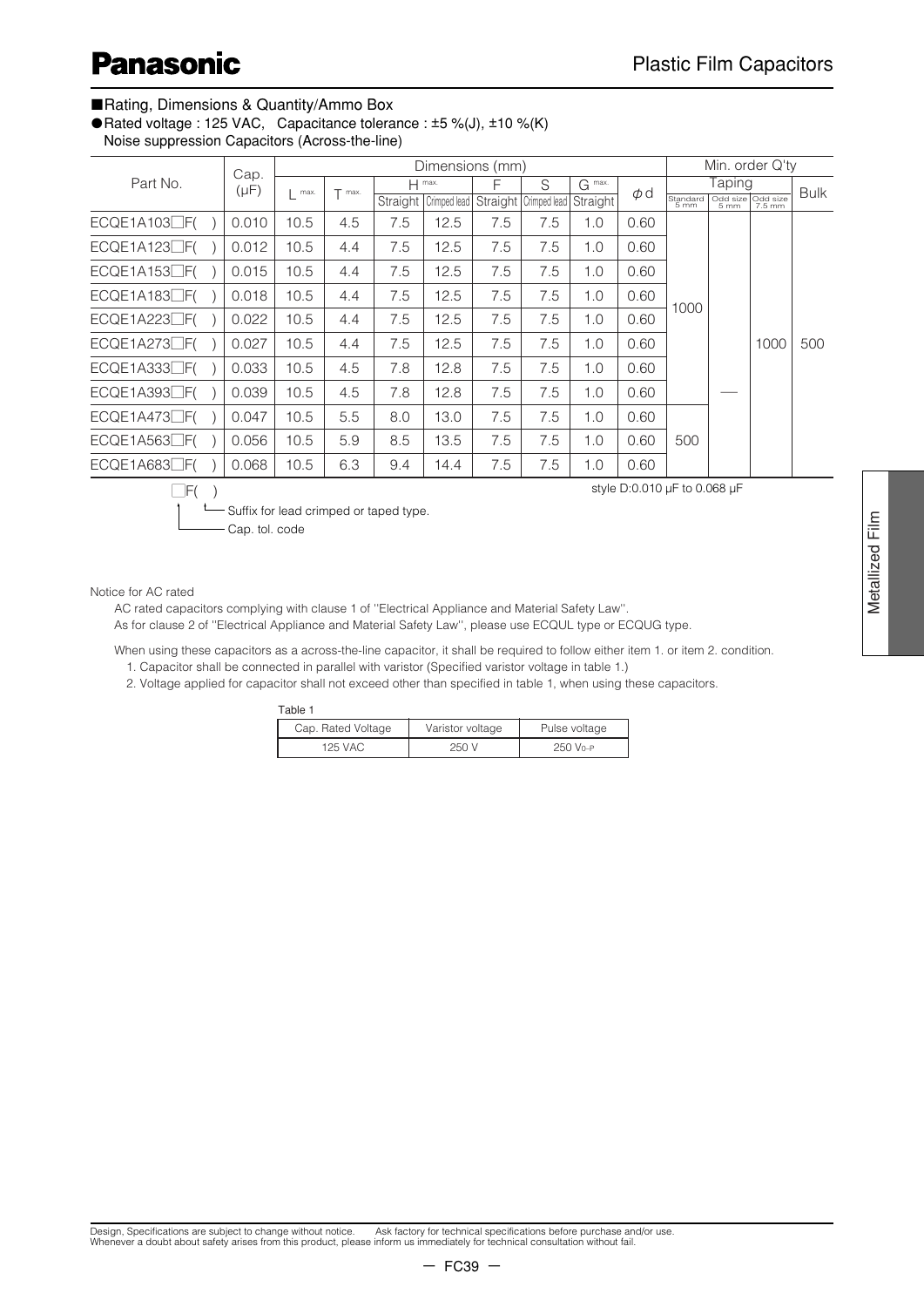■Rating, Dimensions & Quantity/Ammo Box

●Rated voltage : 125 VAC, Capacitance tolerance : ±5 %(J), ±10 %(K)
Noise suppression Capacitors (Across-the-line)

| Part No. | Cap. (μF) | Dimensions (mm) | | | | | | | | | Min. order Q'ty | | | |
|---|---|---|---|---|---|---|---|---|---|---|---|---|---|---|
| | | L max. | T max. | H max. | | F | S | G max. | φd | | Taping | | | Bulk |
| | | | | Straight | Crimped lead | Straight | Crimped lead | Straight | | | Standard 5 mm | Odd size 5 mm | Odd size 7.5 mm | |
| ECQE1A103□F( ) | 0.010 | 10.5 | 4.5 | 7.5 | 12.5 | 7.5 | 7.5 | 1.0 | 0.60 | | 1000 | — | 1000 | 500 |
| ECQE1A123□F( ) | 0.012 | 10.5 | 4.4 | 7.5 | 12.5 | 7.5 | 7.5 | 1.0 | 0.60 | | 1000 | — | 1000 | 500 |
| ECQE1A153□F( ) | 0.015 | 10.5 | 4.4 | 7.5 | 12.5 | 7.5 | 7.5 | 1.0 | 0.60 | | 1000 | — | 1000 | 500 |
| ECQE1A183□F( ) | 0.018 | 10.5 | 4.4 | 7.5 | 12.5 | 7.5 | 7.5 | 1.0 | 0.60 | | 1000 | — | 1000 | 500 |
| ECQE1A223□F( ) | 0.022 | 10.5 | 4.4 | 7.5 | 12.5 | 7.5 | 7.5 | 1.0 | 0.60 | | 1000 | — | 1000 | 500 |
| ECQE1A273□F( ) | 0.027 | 10.5 | 4.4 | 7.5 | 12.5 | 7.5 | 7.5 | 1.0 | 0.60 | | 1000 | — | 1000 | 500 |
| ECQE1A333□F( ) | 0.033 | 10.5 | 4.5 | 7.8 | 12.8 | 7.5 | 7.5 | 1.0 | 0.60 | | 1000 | — | 1000 | 500 |
| ECQE1A393□F( ) | 0.039 | 10.5 | 4.5 | 7.8 | 12.8 | 7.5 | 7.5 | 1.0 | 0.60 | | 1000 | — | 1000 | 500 |
| ECQE1A473□F( ) | 0.047 | 10.5 | 5.5 | 8.0 | 13.0 | 7.5 | 7.5 | 1.0 | 0.60 | | 500 | — | 1000 | 500 |
| ECQE1A563□F( ) | 0.056 | 10.5 | 5.9 | 8.5 | 13.5 | 7.5 | 7.5 | 1.0 | 0.60 | | 500 | — | 1000 | 500 |
| ECQE1A683□F( ) | 0.068 | 10.5 | 6.3 | 9.4 | 14.4 | 7.5 | 7.5 | 1.0 | 0.60 | | 500 | — | 1000 | 500 |

style D:0.010 μF to 0.068 μF

□F( )
- ( ) Suffix for lead crimped or taped type.
- □ Cap. tol. code

Notice for AC rated

AC rated capacitors complying with clause 1 of "Electrical Appliance and Material Safety Law".
As for clause 2 of "Electrical Appliance and Material Safety Law", please use ECQUL type or ECQUG type.

When using these capacitors as a across-the-line capacitor, it shall be required to follow either item 1. or item 2. condition.

1. Capacitor shall be connected in parallel with varistor (Specified varistor voltage in table 1.)
2. Voltage applied for capacitor shall not exceed other than specified in table 1, when using these capacitors.

Table 1

| Cap. Rated Voltage | Varistor voltage | Pulse voltage |
|---|---|---|
| 125 VAC | 250 V | 250 $V_{0-P}$ |

Design, Specifications are subject to change without notice. Ask factory for technical specifications before purchase and/or use.
Whenever a doubt about safety arises from this product, please inform us immediately for technical consultation without fail.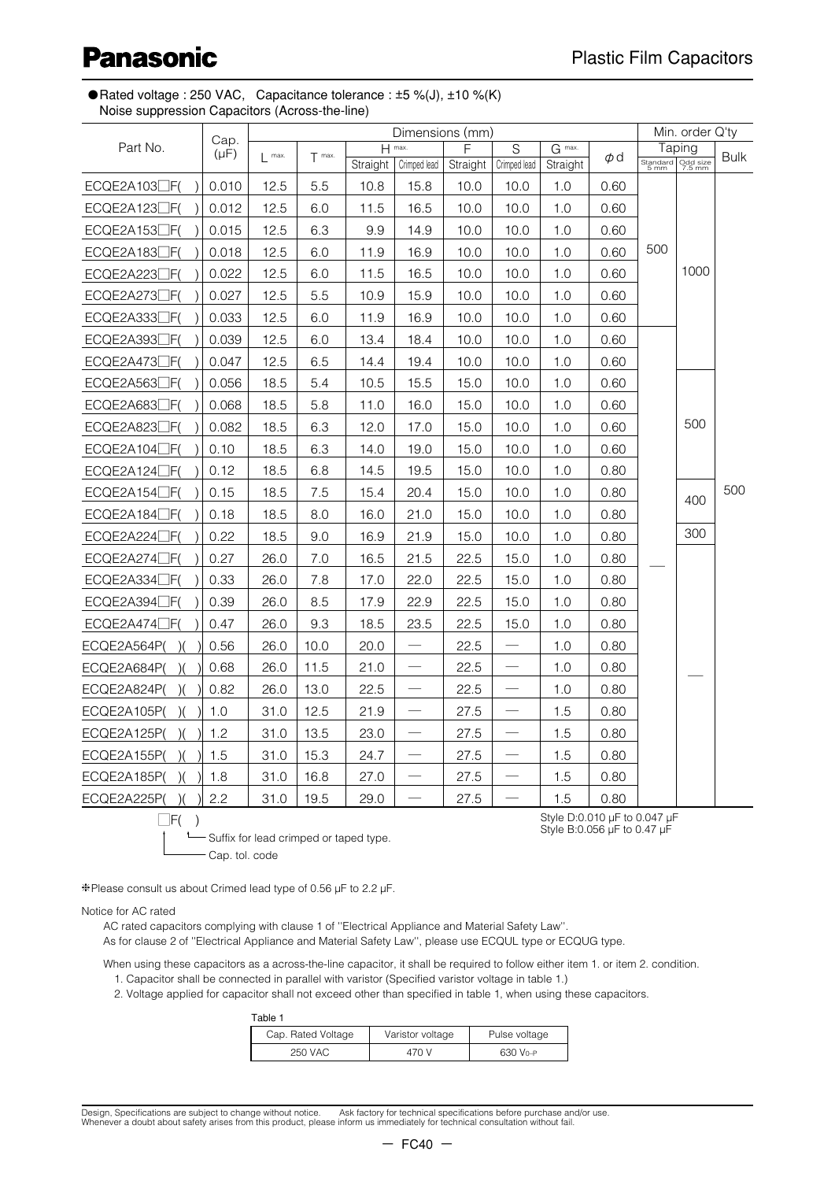# Panasonic

## Plastic Film Capacitors

● Rated voltage : 250 VAC, Capacitance tolerance : ±5 %(J), ±10 %(K)
Noise suppression Capacitors (Across-the-line)

| Part No. | Cap. (μF) | Dimensions (mm) | | | | | | | | Min. order Q'ty | | |
|---|---|---|---|---|---|---|---|---|---|---|---|---|
| | | L max. | T max. | H max. | | F | S | G max. | φd | Taping | | Bulk |
| | | | | Straight | Crimped lead | Straight | Crimped lead | Straight | | Standard 5 mm | Odd size 7.5 mm | |
| ECQE2A103☐F( ) | 0.010 | 12.5 | 5.5 | 10.8 | 15.8 | 10.0 | 10.0 | 1.0 | 0.60 | 500 | 1000 | 500 |
| ECQE2A123☐F( ) | 0.012 | 12.5 | 6.0 | 11.5 | 16.5 | 10.0 | 10.0 | 1.0 | 0.60 | 500 | 1000 | 500 |
| ECQE2A153☐F( ) | 0.015 | 12.5 | 6.3 | 9.9 | 14.9 | 10.0 | 10.0 | 1.0 | 0.60 | 500 | 1000 | 500 |
| ECQE2A183☐F( ) | 0.018 | 12.5 | 6.0 | 11.9 | 16.9 | 10.0 | 10.0 | 1.0 | 0.60 | 500 | 1000 | 500 |
| ECQE2A223☐F( ) | 0.022 | 12.5 | 6.0 | 11.5 | 16.5 | 10.0 | 10.0 | 1.0 | 0.60 | 500 | 1000 | 500 |
| ECQE2A273☐F( ) | 0.027 | 12.5 | 5.5 | 10.9 | 15.9 | 10.0 | 10.0 | 1.0 | 0.60 | 500 | 1000 | 500 |
| ECQE2A333☐F( ) | 0.033 | 12.5 | 6.0 | 11.9 | 16.9 | 10.0 | 10.0 | 1.0 | 0.60 | 500 | 1000 | 500 |
| ECQE2A393☐F( ) | 0.039 | 12.5 | 6.0 | 13.4 | 18.4 | 10.0 | 10.0 | 1.0 | 0.60 | — | 1000 | 500 |
| ECQE2A473☐F( ) | 0.047 | 12.5 | 6.5 | 14.4 | 19.4 | 10.0 | 10.0 | 1.0 | 0.60 | — | 1000 | 500 |
| ECQE2A563☐F( ) | 0.056 | 18.5 | 5.4 | 10.5 | 15.5 | 15.0 | 10.0 | 1.0 | 0.60 | — | 500 | 500 |
| ECQE2A683☐F( ) | 0.068 | 18.5 | 5.8 | 11.0 | 16.0 | 15.0 | 10.0 | 1.0 | 0.60 | — | 500 | 500 |
| ECQE2A823☐F( ) | 0.082 | 18.5 | 6.3 | 12.0 | 17.0 | 15.0 | 10.0 | 1.0 | 0.60 | — | 500 | 500 |
| ECQE2A104☐F( ) | 0.10 | 18.5 | 6.3 | 14.0 | 19.0 | 15.0 | 10.0 | 1.0 | 0.60 | — | 500 | 500 |
| ECQE2A124☐F( ) | 0.12 | 18.5 | 6.8 | 14.5 | 19.5 | 15.0 | 10.0 | 1.0 | 0.80 | — | 500 | 500 |
| ECQE2A154☐F( ) | 0.15 | 18.5 | 7.5 | 15.4 | 20.4 | 15.0 | 10.0 | 1.0 | 0.80 | — | 400 | 500 |
| ECQE2A184☐F( ) | 0.18 | 18.5 | 8.0 | 16.0 | 21.0 | 15.0 | 10.0 | 1.0 | 0.80 | — | 400 | 500 |
| ECQE2A224☐F( ) | 0.22 | 18.5 | 9.0 | 16.9 | 21.9 | 15.0 | 10.0 | 1.0 | 0.80 | — | 300 | 500 |
| ECQE2A274☐F( ) | 0.27 | 26.0 | 7.0 | 16.5 | 21.5 | 22.5 | 15.0 | 1.0 | 0.80 | — | — | 500 |
| ECQE2A334☐F( ) | 0.33 | 26.0 | 7.8 | 17.0 | 22.0 | 22.5 | 15.0 | 1.0 | 0.80 | — | — | 500 |
| ECQE2A394☐F( ) | 0.39 | 26.0 | 8.5 | 17.9 | 22.9 | 22.5 | 15.0 | 1.0 | 0.80 | — | — | 500 |
| ECQE2A474☐F( ) | 0.47 | 26.0 | 9.3 | 18.5 | 23.5 | 22.5 | 15.0 | 1.0 | 0.80 | — | — | 500 |
| ECQE2A564P( )( ) | 0.56 | 26.0 | 10.0 | 20.0 | — | 22.5 | — | 1.0 | 0.80 | — | — | 500 |
| ECQE2A684P( )( ) | 0.68 | 26.0 | 11.5 | 21.0 | — | 22.5 | — | 1.0 | 0.80 | — | — | 500 |
| ECQE2A824P( )( ) | 0.82 | 26.0 | 13.0 | 22.5 | — | 22.5 | — | 1.0 | 0.80 | — | — | 500 |
| ECQE2A105P( )( ) | 1.0 | 31.0 | 12.5 | 21.9 | — | 27.5 | — | 1.5 | 0.80 | — | — | 500 |
| ECQE2A125P( )( ) | 1.2 | 31.0 | 13.5 | 23.0 | — | 27.5 | — | 1.5 | 0.80 | — | — | 500 |
| ECQE2A155P( )( ) | 1.5 | 31.0 | 15.3 | 24.7 | — | 27.5 | — | 1.5 | 0.80 | — | — | 500 |
| ECQE2A185P( )( ) | 1.8 | 31.0 | 16.8 | 27.0 | — | 27.5 | — | 1.5 | 0.80 | — | — | 500 |
| ECQE2A225P( )( ) | 2.2 | 31.0 | 19.5 | 29.0 | — | 27.5 | — | 1.5 | 0.80 | — | — | 500 |

☐F( )
- Suffix for lead crimped or taped type.
- Cap. tol. code

Style D:0.010 μF to 0.047 μF
Style B:0.056 μF to 0.47 μF

❇Please consult us about Crimed lead type of 0.56 μF to 2.2 μF.

Notice for AC rated

AC rated capacitors complying with clause 1 of "Electrical Appliance and Material Safety Law".
As for clause 2 of "Electrical Appliance and Material Safety Law", please use ECQUL type or ECQUG type.

When using these capacitors as a across-the-line capacitor, it shall be required to follow either item 1. or item 2. condition.

1. Capacitor shall be connected in parallel with varistor (Specified varistor voltage in table 1.)
2. Voltage applied for capacitor shall not exceed other than specified in table 1, when using these capacitors.

Table 1

| Cap. Rated Voltage | Varistor voltage | Pulse voltage |
|---|---|---|
| 250 VAC | 470 V | 630 $V_{0-P}$ |

Design, Specifications are subject to change without notice. Ask factory for technical specifications before purchase and/or use.
Whenever a doubt about safety arises from this product, please inform us immediately for technical consultation without fail.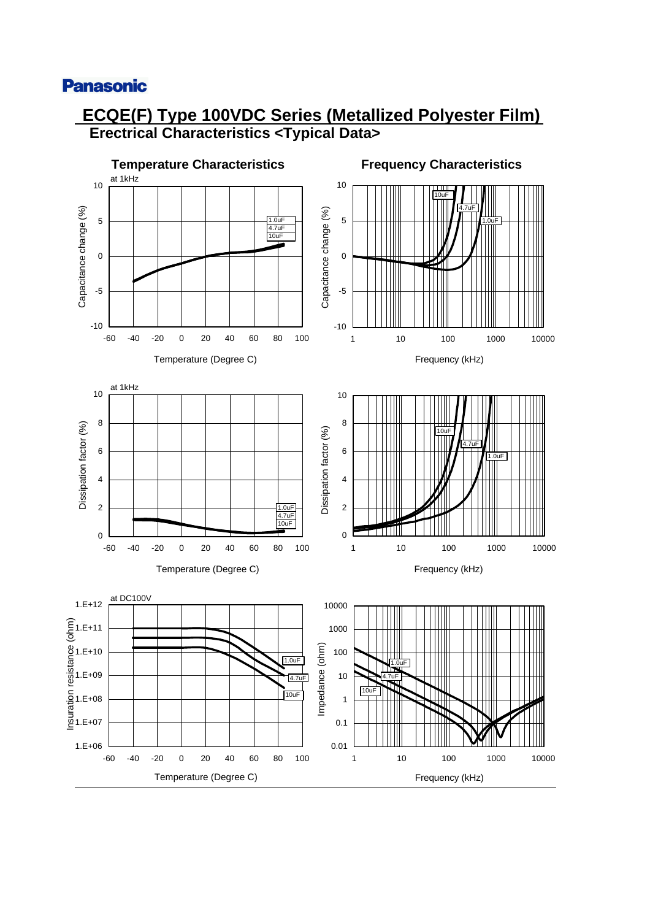# ECQE(F) Type 100VDC Series (Metallized Polyester Film)

## Erectrical Characteristics <Typical Data>

### Temperature Characteristics

at 1kHz

Capacitance change (%) vs. Temperature (Degree C) — 1.0uF, 4.7uF, 10uF

### Frequency Characteristics

Capacitance change (%) vs. Frequency (kHz) — 10uF, 4.7uF, 1.0uF

at 1kHz

Dissipation factor (%) vs. Temperature (Degree C) — 1.0uF, 4.7uF, 10uF

Dissipation factor (%) vs. Frequency (kHz) — 10uF, 4.7uF, 1.0uF

at DC100V

Insuration resistance (ohm) vs. Temperature (Degree C) — 1.0uF, 4.7uF, 10uF

Impedance (ohm) vs. Frequency (kHz) — 1.0uF, 4.7uF, 10uF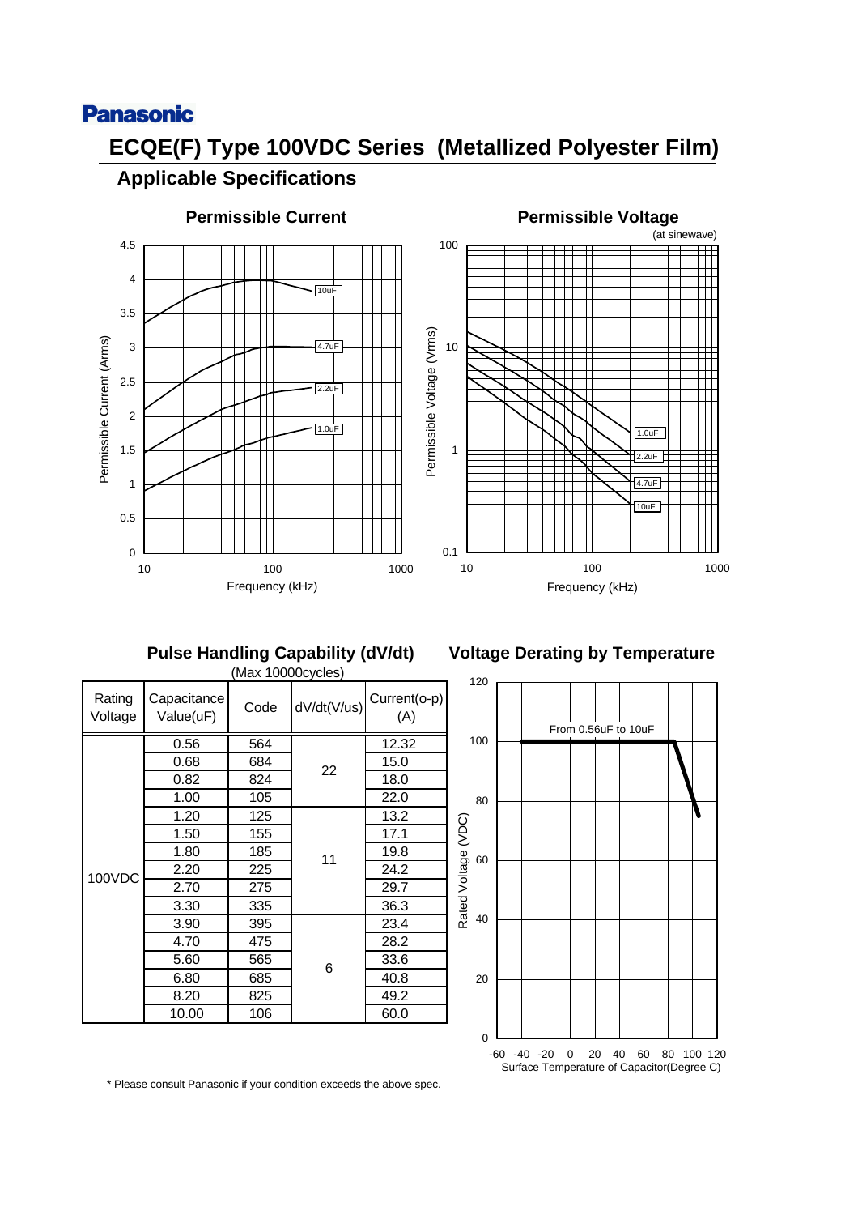Panasonic

# ECQE(F) Type 100VDC Series (Metallized Polyester Film)

## Applicable Specifications

### Permissible Current

Permissible Current (Arms) vs Frequency (kHz): 10uF, 4.7uF, 2.2uF, 1.0uF

### Permissible Voltage

(at sinewave)

Permissible Voltage (Vrms) vs Frequency (kHz): 1.0uF, 2.2uF, 4.7uF, 10uF

### Pulse Handling Capability (dV/dt)

(Max 10000cycles)

| Rating Voltage | Capacitance Value(uF) | Code | dV/dt(V/us) | Current(o-p) (A) |
|---|---|---|---|---|
| 100VDC | 0.56 | 564 | 22 | 12.32 |
| | 0.68 | 684 | | 15.0 |
| | 0.82 | 824 | | 18.0 |
| | 1.00 | 105 | | 22.0 |
| | 1.20 | 125 | 11 | 13.2 |
| | 1.50 | 155 | | 17.1 |
| | 1.80 | 185 | | 19.8 |
| | 2.20 | 225 | | 24.2 |
| | 2.70 | 275 | | 29.7 |
| | 3.30 | 335 | | 36.3 |
| | 3.90 | 395 | 6 | 23.4 |
| | 4.70 | 475 | | 28.2 |
| | 5.60 | 565 | | 33.6 |
| | 6.80 | 685 | | 40.8 |
| | 8.20 | 825 | | 49.2 |
| | 10.00 | 106 | | 60.0 |

### Voltage Derating by Temperature

Rated Voltage (VDC) vs Surface Temperature of Capacitor(Degree C): From 0.56uF to 10uF

\* Please consult Panasonic if your condition exceeds the above spec.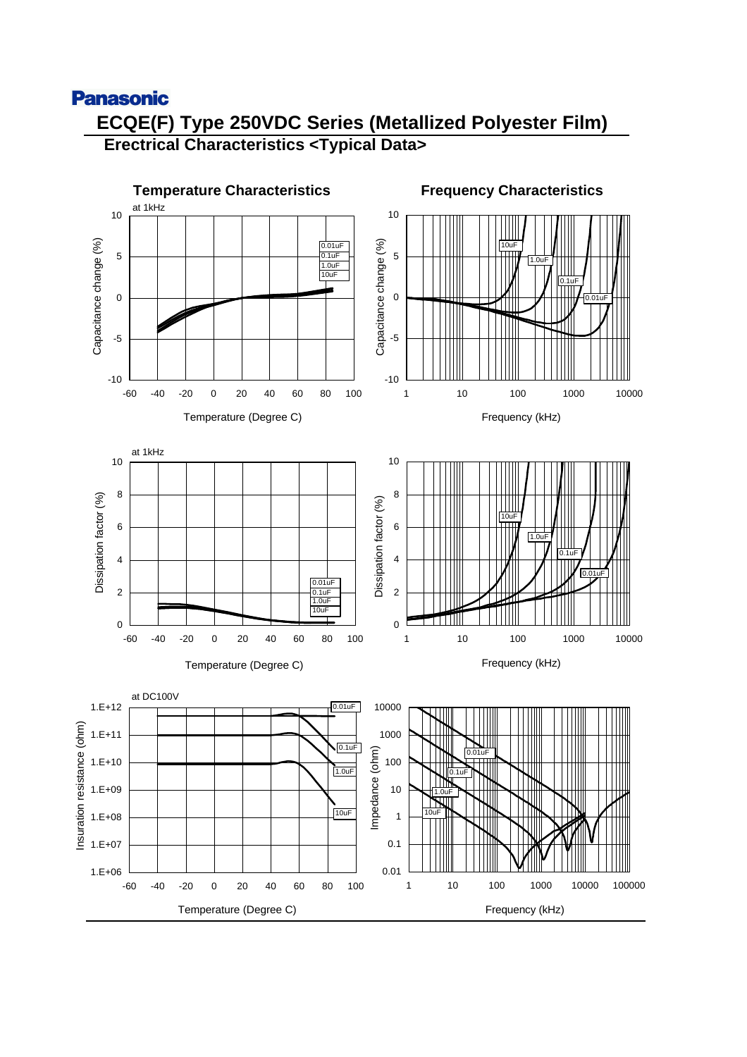Panasonic

# ECQE(F) Type 250VDC Series (Metallized Polyester Film)

## Erectrical Characteristics <Typical Data>

### Temperature Characteristics

at 1kHz

Capacitance change (%)

Temperature (Degree C)

0.01uF
0.1uF
1.0uF
10uF

### Frequency Characteristics

Capacitance change (%)

Frequency (kHz)

10uF
1.0uF
0.1uF
0.01uF

at 1kHz

Dissipation factor (%)

Temperature (Degree C)

0.01uF
0.1uF
1.0uF
10uF

Dissipation factor (%)

Frequency (kHz)

10uF
1.0uF
0.1uF
0.01uF

at DC100V

Insuration resistance (ohm)

Temperature (Degree C)

0.01uF
0.1uF
1.0uF
10uF

Impedance (ohm)

Frequency (kHz)

0.01uF
0.1uF
1.0uF
10uF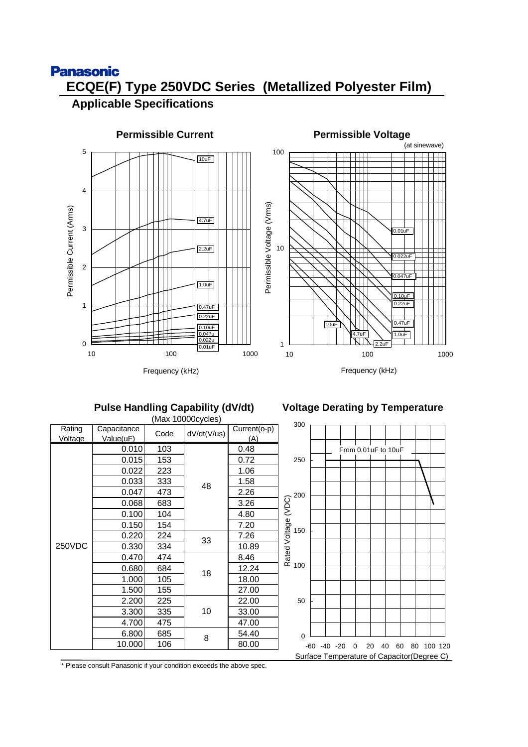**Panasonic**

# ECQE(F) Type 250VDC Series (Metallized Polyester Film)

## Applicable Specifications

### Permissible Current

Permissible Current (Arms) vs. Frequency (kHz)

Curves: 10uF, 4.7uF, 2.2uF, 1.0uF, 0.47uF, 0.22uF, 0.10uF, 0.047u, 0.022u, 0.01uF

### Permissible Voltage

(at sinewave)

Permissible Voltage (Vrms) vs. Frequency (kHz)

Curves: 0.01uF, 0.022uF, 0.047uF, 0.10uF, 0.22uF, 0.47uF, 1.0uF, 2.2uF, 4.7uF, 10uF

### Pulse Handling Capability (dV/dt)

(Max 10000cycles)

| Rating Voltage | Capacitance Value(uF) | Code | dV/dt(V/us) | Current(o-p) (A) |
|---|---|---|---|---|
| 250VDC | 0.010 | 103 | 48 | 0.48 |
| | 0.015 | 153 | | 0.72 |
| | 0.022 | 223 | | 1.06 |
| | 0.033 | 333 | | 1.58 |
| | 0.047 | 473 | | 2.26 |
| | 0.068 | 683 | | 3.26 |
| | 0.100 | 104 | | 4.80 |
| | 0.150 | 154 | | 7.20 |
| | 0.220 | 224 | 33 | 7.26 |
| | 0.330 | 334 | | 10.89 |
| | 0.470 | 474 | 18 | 8.46 |
| | 0.680 | 684 | | 12.24 |
| | 1.000 | 105 | | 18.00 |
| | 1.500 | 155 | | 27.00 |
| | 2.200 | 225 | 10 | 22.00 |
| | 3.300 | 335 | | 33.00 |
| | 4.700 | 475 | | 47.00 |
| | 6.800 | 685 | 8 | 54.40 |
| | 10.000 | 106 | | 80.00 |

### Voltage Derating by Temperature

Rated Voltage (VDC) vs. Surface Temperature of Capacitor(Degree C)

From 0.01uF to 10uF

\* Please consult Panasonic if your condition exceeds the above spec.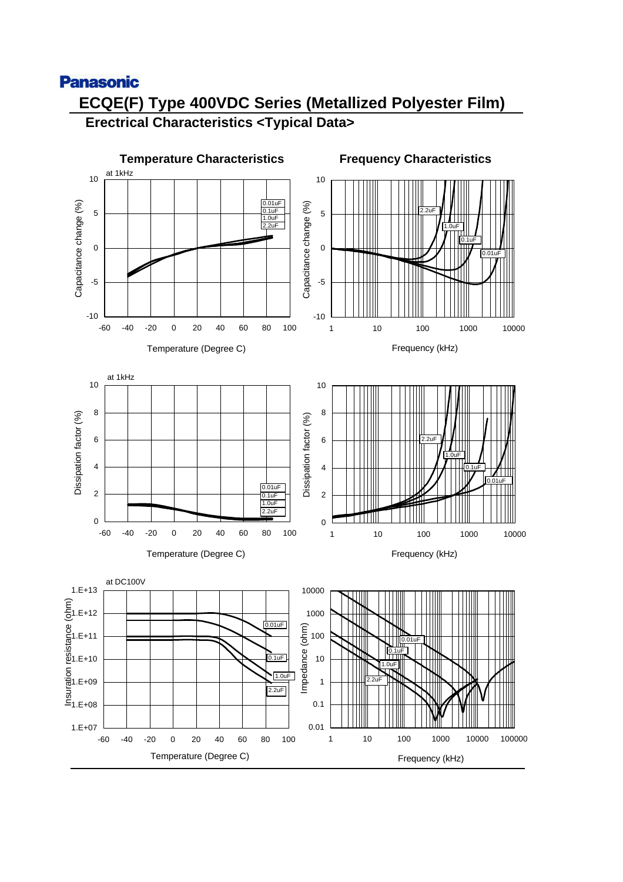Panasonic

# ECQE(F) Type 400VDC Series (Metallized Polyester Film)

## Erectrical Characteristics <Typical Data>

### Temperature Characteristics

at 1kHz

Capacitance change (%)

Temperature (Degree C)

0.01uF
0.1uF
1.0uF
2.2uF

### Frequency Characteristics

Capacitance change (%)

Frequency (kHz)

2.2uF
1.0uF
0.1uF
0.01uF

at 1kHz

Dissipation factor (%)

Temperature (Degree C)

0.01uF
0.1uF
1.0uF
2.2uF

Dissipation factor (%)

Frequency (kHz)

2.2uF
1.0uF
0.1uF
0.01uF

at DC100V

Insuration resistance (ohm)

Temperature (Degree C)

0.01uF
0.1uF
1.0uF
2.2uF

Impedance (ohm)

Frequency (kHz)

0.01uF
0.1uF
1.0uF
2.2uF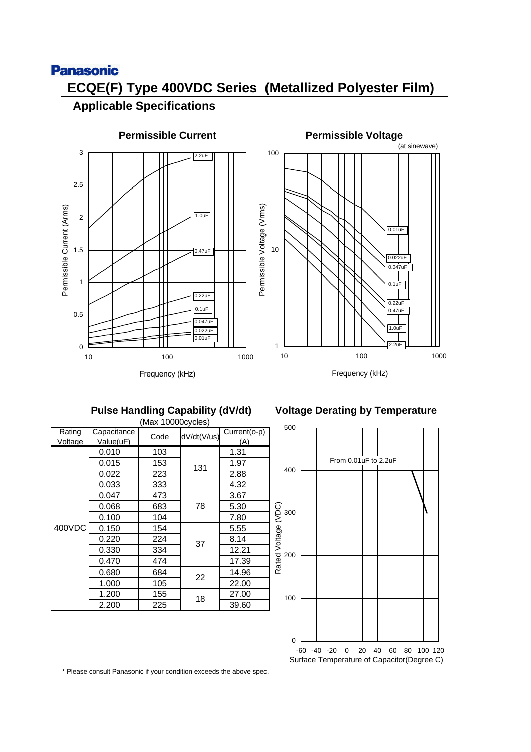Panasonic

# ECQE(F) Type 400VDC Series (Metallized Polyester Film)

## Applicable Specifications

### Permissible Current

Permissible Current (Arms) vs. Frequency (kHz)

Curves: 2.2uF, 1.0uF, 0.47uF, 0.22uF, 0.1uF, 0.047uF, 0.022uF, 0.01uF

### Permissible Voltage

(at sinewave)

Permissible Voltage (Vrms) vs. Frequency (kHz)

Curves: 0.01uF, 0.022uF, 0.047uF, 0.1uF, 0.22uF, 0.47uF, 1.0uF, 2.2uF

### Pulse Handling Capability (dV/dt)

(Max 10000cycles)

| Rating Voltage | Capacitance Value(uF) | Code | dV/dt(V/us) | Current(o-p) (A) |
|---|---|---|---|---|
| 400VDC | 0.010 | 103 | 131 | 1.31 |
| | 0.015 | 153 | | 1.97 |
| | 0.022 | 223 | | 2.88 |
| | 0.033 | 333 | | 4.32 |
| | 0.047 | 473 | 78 | 3.67 |
| | 0.068 | 683 | | 5.30 |
| | 0.100 | 104 | | 7.80 |
| | 0.150 | 154 | 37 | 5.55 |
| | 0.220 | 224 | | 8.14 |
| | 0.330 | 334 | | 12.21 |
| | 0.470 | 474 | | 17.39 |
| | 0.680 | 684 | 22 | 14.96 |
| | 1.000 | 105 | | 22.00 |
| | 1.200 | 155 | 18 | 27.00 |
| | 2.200 | 225 | | 39.60 |

### Voltage Derating by Temperature

Rated Voltage (VDC) vs. Surface Temperature of Capacitor(Degree C)

From 0.01uF to 2.2uF

\* Please consult Panasonic if your condition exceeds the above spec.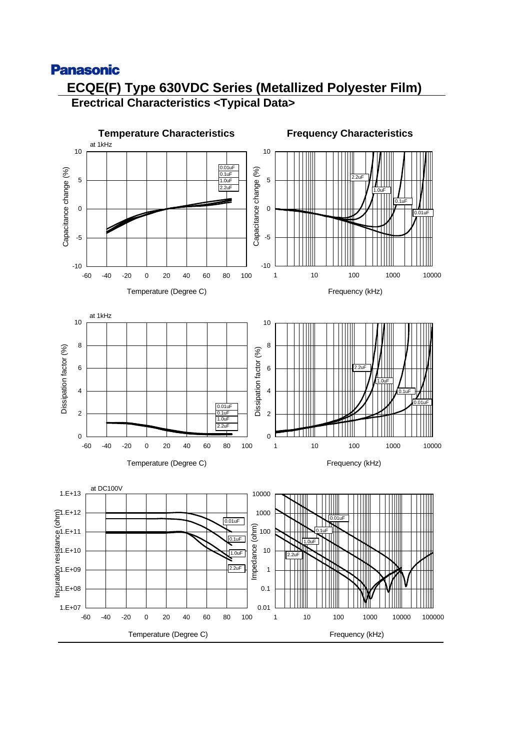# ECQE(F) Type 630VDC Series (Metallized Polyester Film)

## Erectrical Characteristics <Typical Data>

### Temperature Characteristics

at 1kHz

Capacitance change (%) vs. Temperature (Degree C) — 0.01uF, 0.1uF, 1.0uF, 2.2uF

### Frequency Characteristics

Capacitance change (%) vs. Frequency (kHz) — 2.2uF, 1.0uF, 0.1uF, 0.01uF

at 1kHz

Dissipation factor (%) vs. Temperature (Degree C) — 0.01uF, 0.1uF, 1.0uF, 2.2uF

Dissipation factor (%) vs. Frequency (kHz) — 2.2uF, 1.0uF, 0.1uF, 0.01uF

at DC100V

Insuration resistance (ohm) vs. Temperature (Degree C) — 0.01uF, 0.1uF, 1.0uF, 2.2uF

Impedance (ohm) vs. Frequency (kHz) — 0.01uF, 0.1uF, 1.0uF, 2.2uF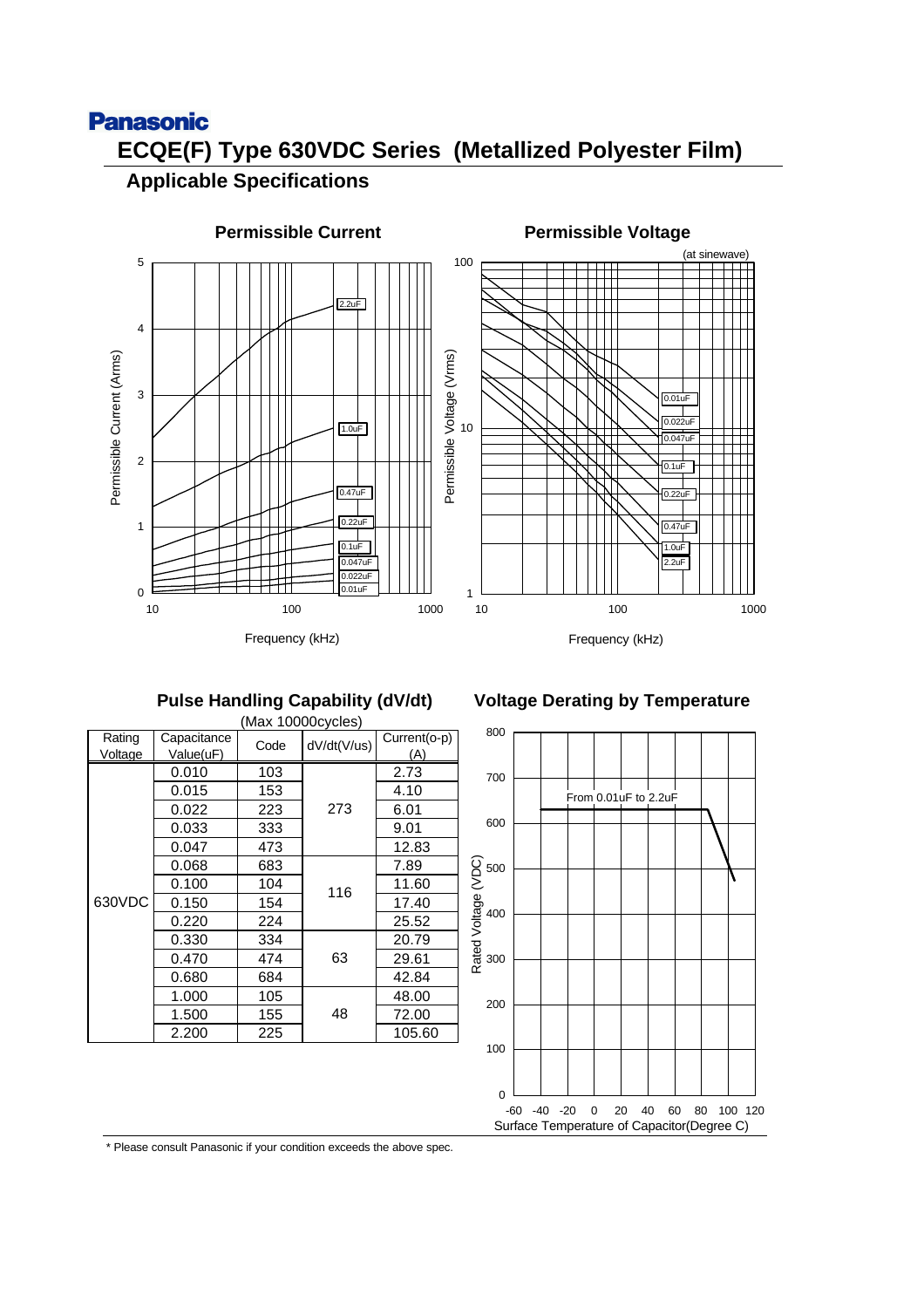**Panasonic**

# ECQE(F) Type 630VDC Series (Metallized Polyester Film)

## Applicable Specifications

### Permissible Current

Permissible Current (Arms) vs. Frequency (kHz)

Curves: 2.2uF, 1.0uF, 0.47uF, 0.22uF, 0.1uF, 0.047uF, 0.022uF, 0.01uF

### Permissible Voltage

(at sinewave)

Permissible Voltage (Vrms) vs. Frequency (kHz)

Curves: 0.01uF, 0.022uF, 0.047uF, 0.1uF, 0.22uF, 0.47uF, 1.0uF, 2.2uF

### Pulse Handling Capability (dV/dt)

(Max 10000cycles)

| Rating Voltage | Capacitance Value(uF) | Code | dV/dt(V/us) | Current(o-p) (A) |
|---|---|---|---|---|
| 630VDC | 0.010 | 103 | 273 | 2.73 |
| | 0.015 | 153 | | 4.10 |
| | 0.022 | 223 | | 6.01 |
| | 0.033 | 333 | | 9.01 |
| | 0.047 | 473 | | 12.83 |
| | 0.068 | 683 | 116 | 7.89 |
| | 0.100 | 104 | | 11.60 |
| | 0.150 | 154 | | 17.40 |
| | 0.220 | 224 | | 25.52 |
| | 0.330 | 334 | 63 | 20.79 |
| | 0.470 | 474 | | 29.61 |
| | 0.680 | 684 | | 42.84 |
| | 1.000 | 105 | 48 | 48.00 |
| | 1.500 | 155 | | 72.00 |
| | 2.200 | 225 | | 105.60 |

### Voltage Derating by Temperature

Rated Voltage (VDC) vs. Surface Temperature of Capacitor(Degree C)

From 0.01uF to 2.2uF

\* Please consult Panasonic if your condition exceeds the above spec.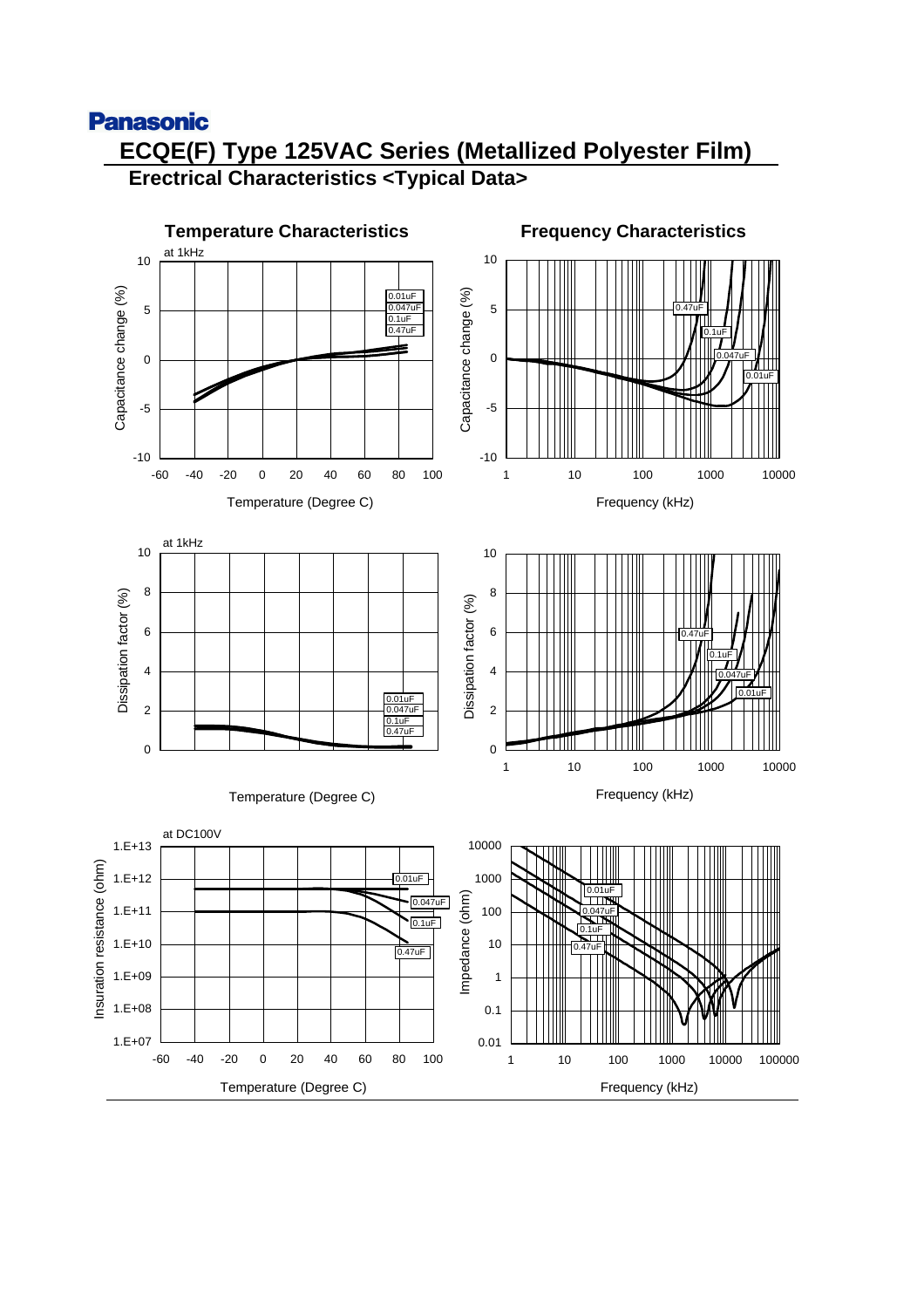Panasonic

# ECQE(F) Type 125VAC Series (Metallized Polyester Film)

## Erectrical Characteristics <Typical Data>

### Temperature Characteristics

at 1kHz

Capacitance change (%)

0.01uF
0.047uF
0.1uF
0.47uF

Temperature (Degree C)

### Frequency Characteristics

Capacitance change (%)

0.47uF
0.1uF
0.047uF
0.01uF

Frequency (kHz)

at 1kHz

Dissipation factor (%)

0.01uF
0.047uF
0.1uF
0.47uF

Temperature (Degree C)

Dissipation factor (%)

0.47uF
0.1uF
0.047uF
0.01uF

Frequency (kHz)

at DC100V

Insuration resistance (ohm)

0.01uF
0.047uF
0.1uF
0.47uF

Temperature (Degree C)

Impedance (ohm)

0.01uF
0.047uF
0.1uF
0.47uF

Frequency (kHz)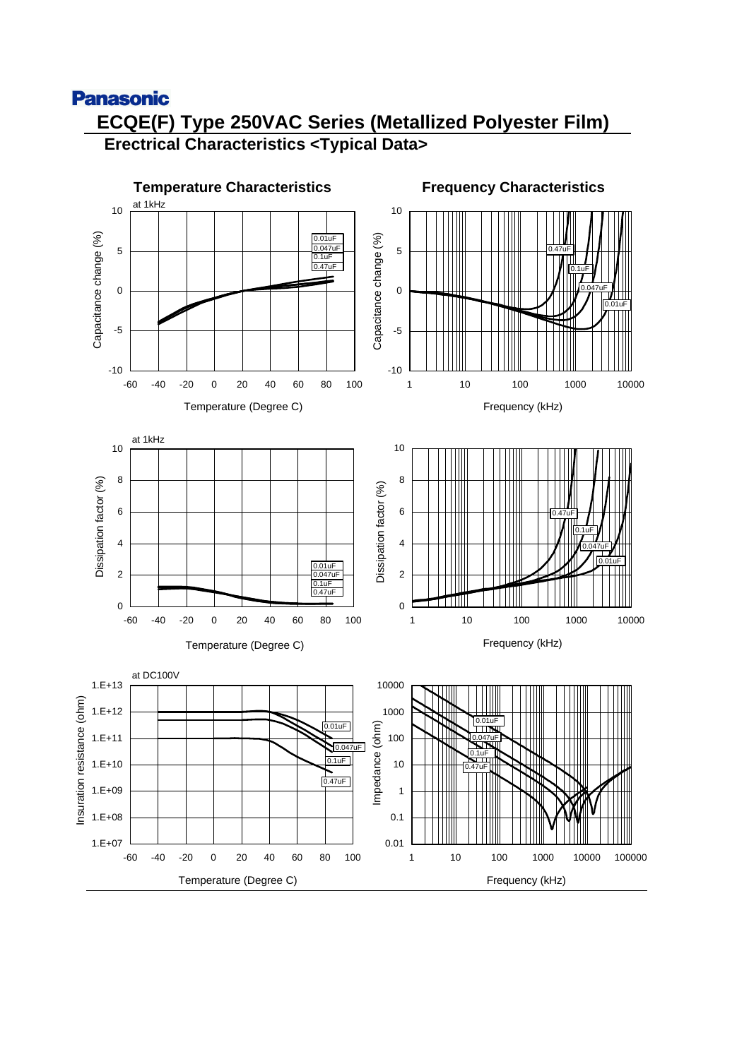**Panasonic**

# ECQE(F) Type 250VAC Series (Metallized Polyester Film)

## Erectrical Characteristics <Typical Data>

### Temperature Characteristics

at 1kHz

Capacitance change (%)

10
5
0
-5
-10

-60 -40 -20 0 20 40 60 80 100

Temperature (Degree C)

0.01uF
0.047uF
0.1uF
0.47uF

### Frequency Characteristics

Capacitance change (%)

10
5
0
-5
-10

1 10 100 1000 10000

Frequency (kHz)

0.47uF
0.1uF
0.047uF
0.01uF

at 1kHz

Dissipation factor (%)

10
8
6
4
2
0

-60 -40 -20 0 20 40 60 80 100

Temperature (Degree C)

0.01uF
0.047uF
0.1uF
0.47uF

Dissipation factor (%)

10
8
6
4
2
0

1 10 100 1000 10000

Frequency (kHz)

0.47uF
0.1uF
0.047uF
0.01uF

at DC100V

Insuration resistance (ohm)

1.E+13
1.E+12
1.E+11
1.E+10
1.E+09
1.E+08
1.E+07

-60 -40 -20 0 20 40 60 80 100

Temperature (Degree C)

0.01uF
0.047uF
0.1uF
0.47uF

Impedance (ohm)

10000
1000
100
10
1
0.1
0.01

1 10 100 1000 10000 100000

Frequency (kHz)

0.01uF
0.047uF
0.1uF
0.47uF